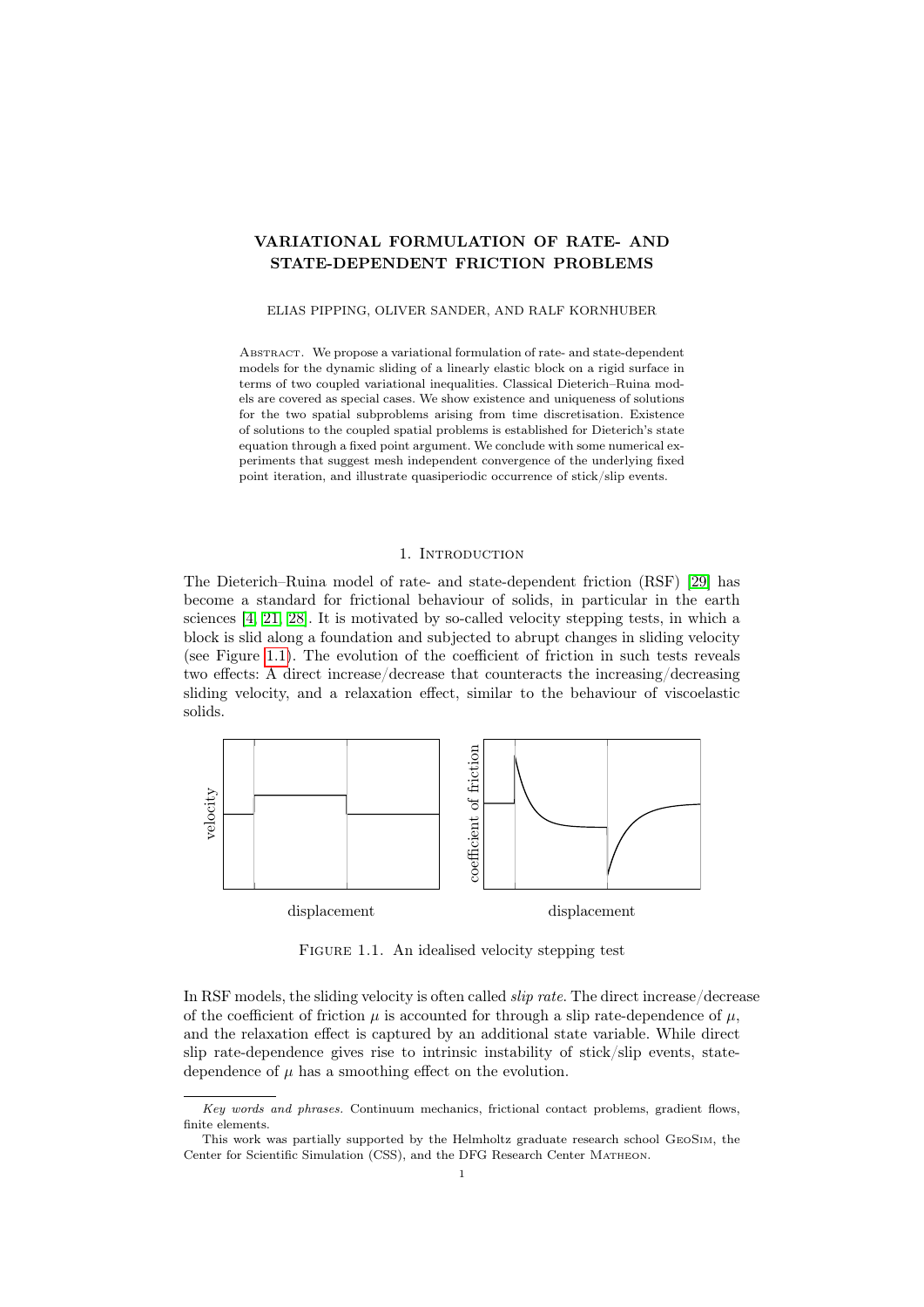# VARIATIONAL FORMULATION OF RATE- AND STATE-DEPENDENT FRICTION PROBLEMS

ELIAS PIPPING, OLIVER SANDER, AND RALF KORNHUBER

ABSTRACT. We propose a variational formulation of rate- and state-dependent models for the dynamic sliding of a linearly elastic block on a rigid surface in terms of two coupled variational inequalities. Classical Dieterich–Ruina models are covered as special cases. We show existence and uniqueness of solutions for the two spatial subproblems arising from time discretisation. Existence of solutions to the coupled spatial problems is established for Dieterich's state equation through a fixed point argument. We conclude with some numerical experiments that suggest mesh independent convergence of the underlying fixed point iteration, and illustrate quasiperiodic occurrence of stick/slip events.

## 1. INTRODUCTION

The Dieterich–Ruina model of rate- and state-dependent friction (RSF) [29] has become a standard for frictional behaviour of solids, in particular in the earth sciences [4, 21, 28]. It is motivated by so-called velocity stepping tests, in which a block is slid along a foundation and subjected to abrupt changes in sliding velocity (see Figure 1.1). The evolution of the coefficient of friction in such tests reveals two effects: A direct increase/decrease that counteracts the increasing/decreasing sliding velocity, and a relaxation effect, similar to the behaviour of viscoelastic solids.

FIGURE 1.1. An idealised velocity stepping test

In RSF models, the sliding velocity is often called *slip rate*. The direct increase/decrease of the coefficient of friction $\mu$ is accounted for through a slip rate-dependence of $\mu$, and the relaxation effect is captured by an additional state variable. While direct slip rate-dependence gives rise to intrinsic instability of stick/slip events, state-dependence of $\mu$ has a smoothing effect on the evolution.

---

*Key words and phrases.* Continuum mechanics, frictional contact problems, gradient flows, finite elements.

This work was partially supported by the Helmholtz graduate research school GEOSIM, the Center for Scientific Simulation (CSS), and the DFG Research Center MATHEON.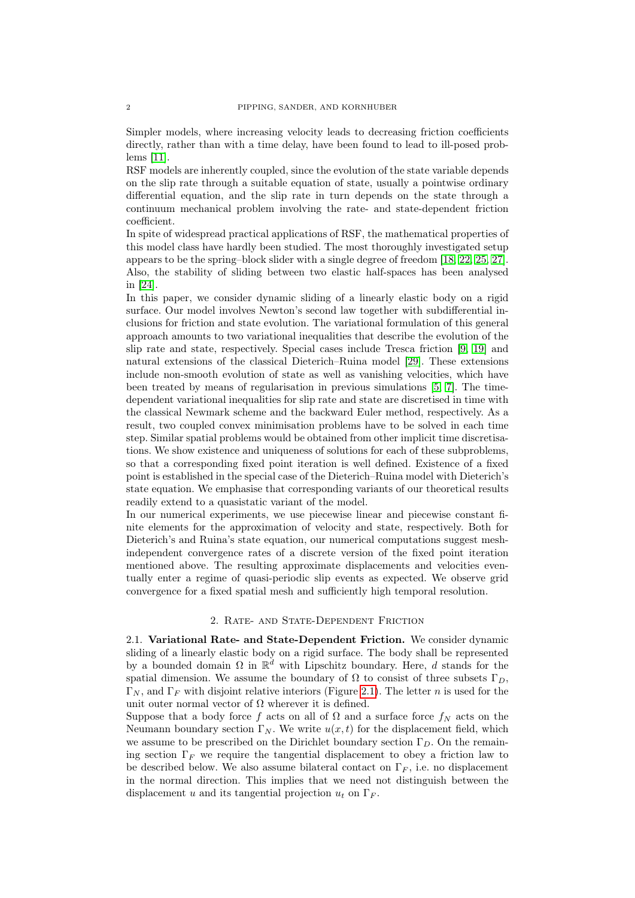Simpler models, where increasing velocity leads to decreasing friction coefficients directly, rather than with a time delay, have been found to lead to ill-posed problems [11].

RSF models are inherently coupled, since the evolution of the state variable depends on the slip rate through a suitable equation of state, usually a pointwise ordinary differential equation, and the slip rate in turn depends on the state through a continuum mechanical problem involving the rate- and state-dependent friction coefficient.

In spite of widespread practical applications of RSF, the mathematical properties of this model class have hardly been studied. The most thoroughly investigated setup appears to be the spring–block slider with a single degree of freedom [18, 22, 25, 27]. Also, the stability of sliding between two elastic half-spaces has been analysed in [24].

In this paper, we consider dynamic sliding of a linearly elastic body on a rigid surface. Our model involves Newton's second law together with subdifferential inclusions for friction and state evolution. The variational formulation of this general approach amounts to two variational inequalities that describe the evolution of the slip rate and state, respectively. Special cases include Tresca friction [9, 19] and natural extensions of the classical Dieterich–Ruina model [29]. These extensions include non-smooth evolution of state as well as vanishing velocities, which have been treated by means of regularisation in previous simulations [5, 7]. The time-dependent variational inequalities for slip rate and state are discretised in time with the classical Newmark scheme and the backward Euler method, respectively. As a result, two coupled convex minimisation problems have to be solved in each time step. Similar spatial problems would be obtained from other implicit time discretisations. We show existence and uniqueness of solutions for each of these subproblems, so that a corresponding fixed point iteration is well defined. Existence of a fixed point is established in the special case of the Dieterich–Ruina model with Dieterich's state equation. We emphasise that corresponding variants of our theoretical results readily extend to a quasistatic variant of the model.

In our numerical experiments, we use piecewise linear and piecewise constant finite elements for the approximation of velocity and state, respectively. Both for Dieterich's and Ruina's state equation, our numerical computations suggest mesh-independent convergence rates of a discrete version of the fixed point iteration mentioned above. The resulting approximate displacements and velocities eventually enter a regime of quasi-periodic slip events as expected. We observe grid convergence for a fixed spatial mesh and sufficiently high temporal resolution.

## 2. Rate- and State-Dependent Friction

**2.1. Variational Rate- and State-Dependent Friction.** We consider dynamic sliding of a linearly elastic body on a rigid surface. The body shall be represented by a bounded domain $\Omega$ in $\mathbb{R}^d$ with Lipschitz boundary. Here, $d$ stands for the spatial dimension. We assume the boundary of $\Omega$ to consist of three subsets $\Gamma_D$, $\Gamma_N$, and $\Gamma_F$ with disjoint relative interiors (Figure 2.1). The letter $n$ is used for the unit outer normal vector of $\Omega$ wherever it is defined.

Suppose that a body force $f$ acts on all of $\Omega$ and a surface force $f_N$ acts on the Neumann boundary section $\Gamma_N$. We write $u(x,t)$ for the displacement field, which we assume to be prescribed on the Dirichlet boundary section $\Gamma_D$. On the remaining section $\Gamma_F$ we require the tangential displacement to obey a friction law to be described below. We also assume bilateral contact on $\Gamma_F$, i.e. no displacement in the normal direction. This implies that we need not distinguish between the displacement $u$ and its tangential projection $u_t$ on $\Gamma_F$.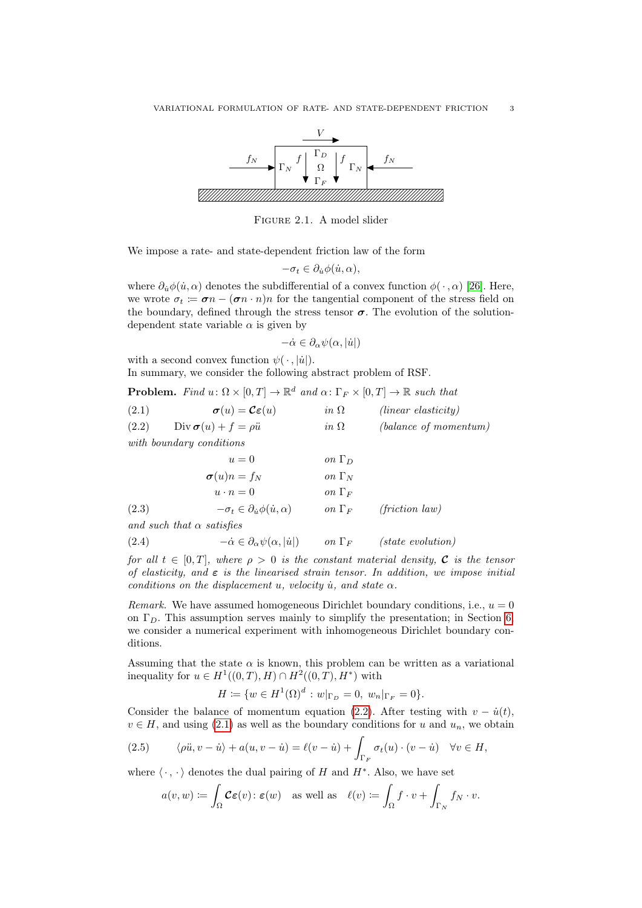FIGURE 2.1. A model slider

We impose a rate- and state-dependent friction law of the form

$$-\sigma_t \in \partial_{\dot{u}} \phi(\dot{u}, \alpha),$$

where $\partial_{\dot{u}} \phi(\dot{u}, \alpha)$ denotes the subdifferential of a convex function $\phi(\,\cdot\,, \alpha)$ [26]. Here, we wrote $\sigma_t \coloneqq \boldsymbol{\sigma} n - (\boldsymbol{\sigma} n \cdot n) n$ for the tangential component of the stress field on the boundary, defined through the stress tensor $\boldsymbol{\sigma}$. The evolution of the solution-dependent state variable $\alpha$ is given by

$$-\dot{\alpha} \in \partial_\alpha \psi(\alpha, |\dot{u}|)$$

with a second convex function $\psi(\,\cdot\,, |\dot{u}|)$.
In summary, we consider the following abstract problem of RSF.

**Problem.** *Find* $u \colon \Omega \times [0,T] \to \mathbb{R}^d$ *and* $\alpha \colon \Gamma_F \times [0,T] \to \mathbb{R}$ *such that*

$$\boldsymbol{\sigma}(u) = \boldsymbol{\mathcal{C}} \boldsymbol{\varepsilon}(u) \quad \text{in } \Omega \quad \text{(linear elasticity)} \tag{2.1}$$

$$\operatorname{Div} \boldsymbol{\sigma}(u) + f = \rho \ddot{u} \quad \text{in } \Omega \quad \text{(balance of momentum)} \tag{2.2}$$

*with boundary conditions*

$$u = 0 \quad \text{on } \Gamma_D$$

$$\boldsymbol{\sigma}(u) n = f_N \quad \text{on } \Gamma_N$$

$$u \cdot n = 0 \quad \text{on } \Gamma_F$$

$$-\sigma_t \in \partial_{\dot{u}} \phi(\dot{u}, \alpha) \quad \text{on } \Gamma_F \quad \text{(friction law)} \tag{2.3}$$

*and such that* $\alpha$ *satisfies*

$$-\dot{\alpha} \in \partial_\alpha \psi(\alpha, |\dot{u}|) \quad \text{on } \Gamma_F \quad \text{(state evolution)} \tag{2.4}$$

*for all* $t \in [0,T]$*, where* $\rho > 0$ *is the constant material density,* $\boldsymbol{\mathcal{C}}$ *is the tensor of elasticity, and* $\boldsymbol{\varepsilon}$ *is the linearised strain tensor. In addition, we impose initial conditions on the displacement* $u$*, velocity* $\dot{u}$*, and state* $\alpha$*.*

*Remark.* We have assumed homogeneous Dirichlet boundary conditions, i.e., $u = 0$ on $\Gamma_D$. This assumption serves mainly to simplify the presentation; in Section 6 we consider a numerical experiment with inhomogeneous Dirichlet boundary conditions.

Assuming that the state $\alpha$ is known, this problem can be written as a variational inequality for $u \in H^1((0,T), H) \cap H^2((0,T), H^*)$ with

$$H \coloneqq \{ w \in H^1(\Omega)^d : w|_{\Gamma_D} = 0,\ w_n|_{\Gamma_F} = 0 \}.$$

Consider the balance of momentum equation (2.2). After testing with $v - \dot{u}(t)$, $v \in H$, and using (2.1) as well as the boundary conditions for $u$ and $u_n$, we obtain

$$\langle \rho \ddot{u}, v - \dot{u} \rangle + a(u, v - \dot{u}) = \ell(v - \dot{u}) + \int_{\Gamma_F} \sigma_t(u) \cdot (v - \dot{u}) \quad \forall v \in H, \tag{2.5}$$

where $\langle \cdot\,, \cdot \rangle$ denotes the dual pairing of $H$ and $H^*$. Also, we have set

$$a(v, w) \coloneqq \int_\Omega \boldsymbol{\mathcal{C}} \boldsymbol{\varepsilon}(v) \colon \boldsymbol{\varepsilon}(w) \quad \text{as well as} \quad \ell(v) \coloneqq \int_\Omega f \cdot v + \int_{\Gamma_N} f_N \cdot v.$$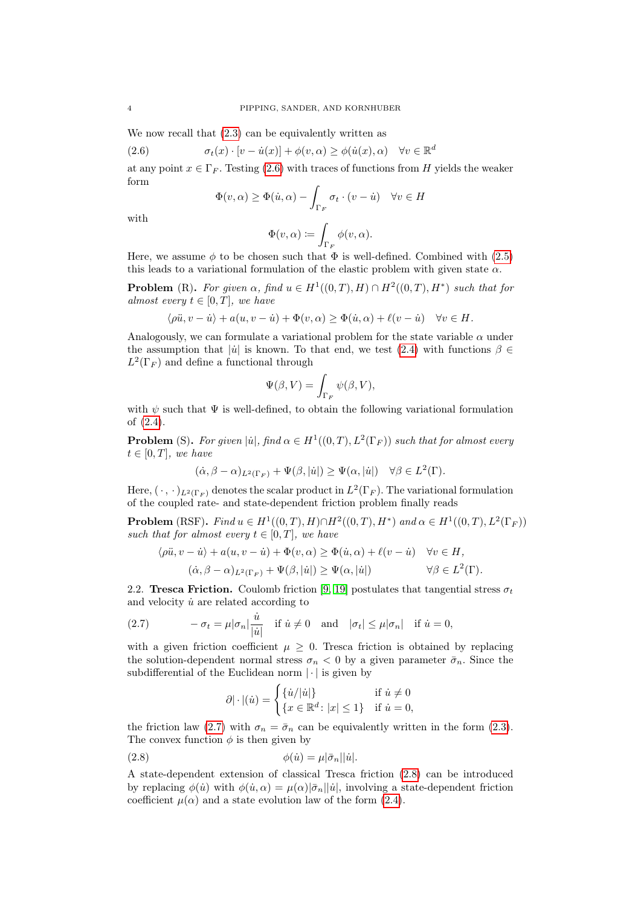We now recall that (2.3) can be equivalently written as

$$\sigma_t(x) \cdot [v - \dot{u}(x)] + \phi(v, \alpha) \geq \phi(\dot{u}(x), \alpha) \quad \forall v \in \mathbb{R}^d \tag{2.6}$$

at any point $x \in \Gamma_F$. Testing (2.6) with traces of functions from $H$ yields the weaker form

$$\Phi(v, \alpha) \geq \Phi(\dot{u}, \alpha) - \int_{\Gamma_F} \sigma_t \cdot (v - \dot{u}) \quad \forall v \in H$$

with

$$\Phi(v, \alpha) := \int_{\Gamma_F} \phi(v, \alpha).$$

Here, we assume $\phi$ to be chosen such that $\Phi$ is well-defined. Combined with (2.5) this leads to a variational formulation of the elastic problem with given state $\alpha$.

**Problem** (R). *For given $\alpha$, find $u \in H^1((0,T), H) \cap H^2((0,T), H^*)$ such that for almost every $t \in [0,T]$, we have*

$$\langle \rho \ddot{u}, v - \dot{u} \rangle + a(u, v - \dot{u}) + \Phi(v, \alpha) \geq \Phi(\dot{u}, \alpha) + \ell(v - \dot{u}) \quad \forall v \in H.$$

Analogously, we can formulate a variational problem for the state variable $\alpha$ under the assumption that $|\dot{u}|$ is known. To that end, we test (2.4) with functions $\beta \in L^2(\Gamma_F)$ and define a functional through

$$\Psi(\beta, V) = \int_{\Gamma_F} \psi(\beta, V),$$

with $\psi$ such that $\Psi$ is well-defined, to obtain the following variational formulation of (2.4).

**Problem** (S). *For given $|\dot{u}|$, find $\alpha \in H^1((0,T), L^2(\Gamma_F))$ such that for almost every $t \in [0,T]$, we have*

$$(\dot{\alpha}, \beta - \alpha)_{L^2(\Gamma_F)} + \Psi(\beta, |\dot{u}|) \geq \Psi(\alpha, |\dot{u}|) \quad \forall \beta \in L^2(\Gamma).$$

Here, $(\,\cdot\,,\,\cdot\,)_{L^2(\Gamma_F)}$ denotes the scalar product in $L^2(\Gamma_F)$. The variational formulation of the coupled rate- and state-dependent friction problem finally reads

**Problem** (RSF). *Find $u \in H^1((0,T), H) \cap H^2((0,T), H^*)$ and $\alpha \in H^1((0,T), L^2(\Gamma_F))$ such that for almost every $t \in [0,T]$, we have*

$$\langle \rho \ddot{u}, v - \dot{u} \rangle + a(u, v - \dot{u}) + \Phi(v, \alpha) \geq \Phi(\dot{u}, \alpha) + \ell(v - \dot{u}) \quad \forall v \in H,$$

$$(\dot{\alpha}, \beta - \alpha)_{L^2(\Gamma_F)} + \Psi(\beta, |\dot{u}|) \geq \Psi(\alpha, |\dot{u}|) \quad \forall \beta \in L^2(\Gamma).$$

2.2. **Tresca Friction.** Coulomb friction [9, 19] postulates that tangential stress $\sigma_t$ and velocity $\dot{u}$ are related according to

$$-\sigma_t = \mu|\sigma_n|\frac{\dot{u}}{|\dot{u}|} \quad \text{if } \dot{u} \neq 0 \quad \text{and} \quad |\sigma_t| \leq \mu|\sigma_n| \quad \text{if } \dot{u} = 0, \tag{2.7}$$

with a given friction coefficient $\mu \geq 0$. Tresca friction is obtained by replacing the solution-dependent normal stress $\sigma_n < 0$ by a given parameter $\bar{\sigma}_n$. Since the subdifferential of the Euclidean norm $|\cdot|$ is given by

$$\partial|\cdot|(\dot{u}) = \begin{cases} \{\dot{u}/|\dot{u}|\} & \text{if } \dot{u} \neq 0 \\ \{x \in \mathbb{R}^d : |x| \leq 1\} & \text{if } \dot{u} = 0, \end{cases}$$

the friction law (2.7) with $\sigma_n = \bar{\sigma}_n$ can be equivalently written in the form (2.3). The convex function $\phi$ is then given by

$$\phi(\dot{u}) = \mu|\bar{\sigma}_n||\dot{u}|. \tag{2.8}$$

A state-dependent extension of classical Tresca friction (2.8) can be introduced by replacing $\phi(\dot{u})$ with $\phi(\dot{u}, \alpha) = \mu(\alpha)|\bar{\sigma}_n||\dot{u}|$, involving a state-dependent friction coefficient $\mu(\alpha)$ and a state evolution law of the form (2.4).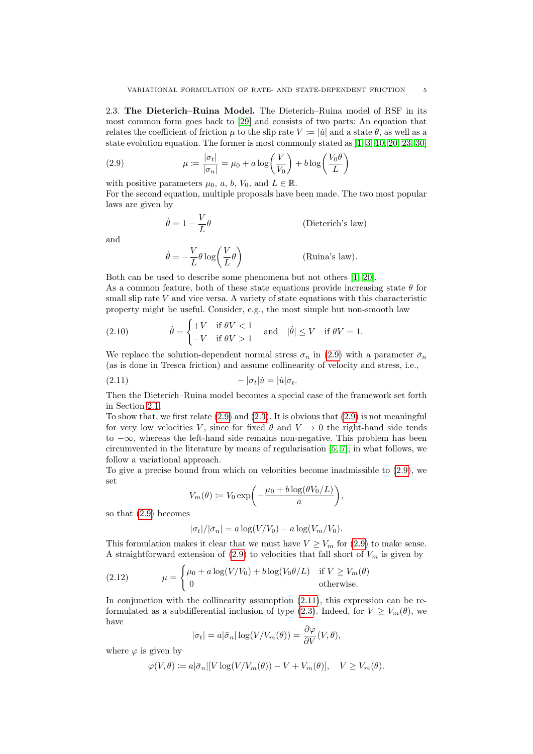2.3. **The Dieterich–Ruina Model.** The Dieterich–Ruina model of RSF in its most common form goes back to [29] and consists of two parts: An equation that relates the coefficient of friction $\mu$ to the slip rate $V := |\dot{u}|$ and a state $\theta$, as well as a state evolution equation. The former is most commonly stated as [1, 3, 10, 20, 23, 30]

$$\mu := \frac{|\sigma_t|}{|\sigma_n|} = \mu_0 + a\log\left(\frac{V}{V_0}\right) + b\log\left(\frac{V_0\theta}{L}\right) \tag{2.9}$$

with positive parameters $\mu_0$, $a$, $b$, $V_0$, and $L \in \mathbb{R}$.
For the second equation, multiple proposals have been made. The two most popular laws are given by

$$\dot{\theta} = 1 - \frac{V}{L}\theta \qquad \text{(Dieterich's law)}$$

and

$$\dot{\theta} = -\frac{V}{L}\theta\log\left(\frac{V}{L}\theta\right) \qquad \text{(Ruina's law).}$$

Both can be used to describe some phenomena but not others [1, 20].
As a common feature, both of these state equations provide increasing state $\theta$ for small slip rate $V$ and vice versa. A variety of state equations with this characteristic property might be useful. Consider, e.g., the most simple but non-smooth law

$$\dot{\theta} = \begin{cases} +V & \text{if } \theta V < 1 \\ -V & \text{if } \theta V > 1 \end{cases} \quad \text{and} \quad |\dot{\theta}| \leq V \quad \text{if } \theta V = 1. \tag{2.10}$$

We replace the solution-dependent normal stress $\sigma_n$ in (2.9) with a parameter $\bar{\sigma}_n$ (as is done in Tresca friction) and assume collinearity of velocity and stress, i.e.,

$$-|\sigma_t|\dot{u} = |\dot{u}|\sigma_t. \tag{2.11}$$

Then the Dieterich–Ruina model becomes a special case of the framework set forth in Section 2.1.
To show that, we first relate (2.9) and (2.3). It is obvious that (2.9) is not meaningful for very low velocities $V$, since for fixed $\theta$ and $V \to 0$ the right-hand side tends to $-\infty$, whereas the left-hand side remains non-negative. This problem has been circumvented in the literature by means of regularisation [5, 7]; in what follows, we follow a variational approach.
To give a precise bound from which on velocities become inadmissible to (2.9), we set

$$V_m(\theta) := V_0\exp\left(-\frac{\mu_0 + b\log(\theta V_0/L)}{a}\right),$$

so that (2.9) becomes

$$|\sigma_t|/|\bar{\sigma}_n| = a\log(V/V_0) - a\log(V_m/V_0).$$

This formulation makes it clear that we must have $V \geq V_m$ for (2.9) to make sense. A straightforward extension of (2.9) to velocities that fall short of $V_m$ is given by

$$\mu = \begin{cases} \mu_0 + a\log(V/V_0) + b\log(V_0\theta/L) & \text{if } V \geq V_m(\theta) \\ 0 & \text{otherwise.} \end{cases} \tag{2.12}$$

In conjunction with the collinearity assumption (2.11), this expression can be reformulated as a subdifferential inclusion of type (2.3). Indeed, for $V \geq V_m(\theta)$, we have

$$|\sigma_t| = a|\bar{\sigma}_n|\log(V/V_m(\theta)) = \frac{\partial\varphi}{\partial V}(V,\theta),$$

where $\varphi$ is given by

$$\varphi(V,\theta) := a|\bar{\sigma}_n|[V\log(V/V_m(\theta)) - V + V_m(\theta)], \quad V \geq V_m(\theta).$$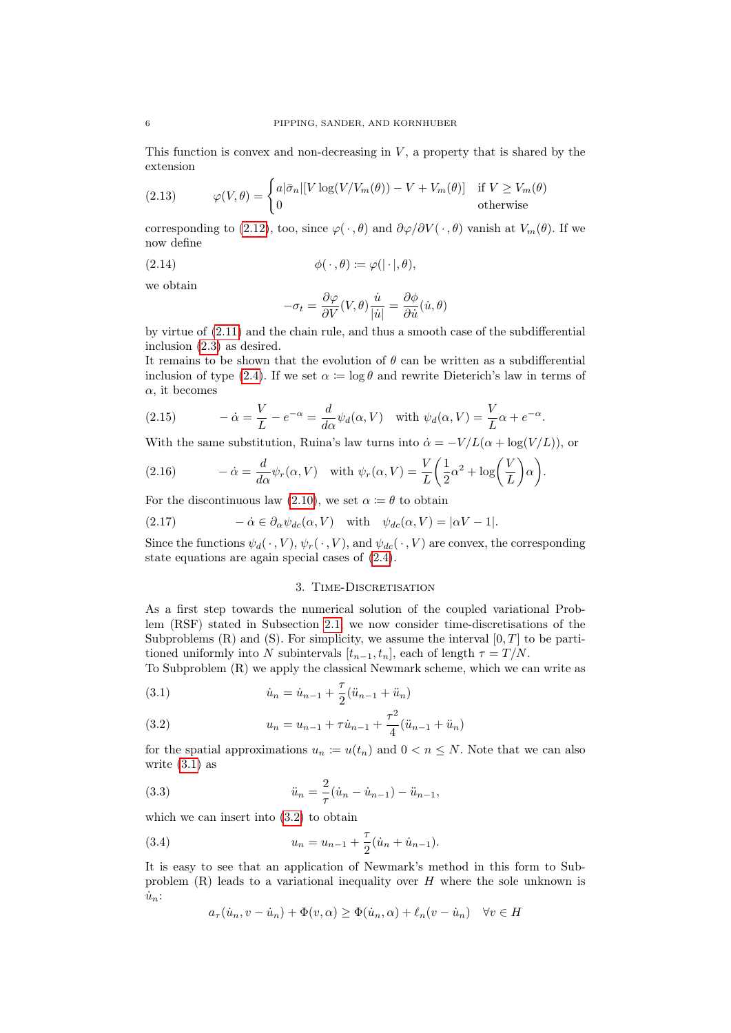This function is convex and non-decreasing in $V$, a property that is shared by the extension

$$
\varphi(V,\theta) = \begin{cases} a|\bar{\sigma}_n|[V\log(V/V_m(\theta)) - V + V_m(\theta)] & \text{if } V \geq V_m(\theta) \\ 0 & \text{otherwise} \end{cases} \tag{2.13}
$$

corresponding to (2.12), too, since $\varphi(\,\cdot\,,\theta)$ and $\partial\varphi/\partial V(\,\cdot\,,\theta)$ vanish at $V_m(\theta)$. If we now define

$$
\phi(\,\cdot\,,\theta) \coloneqq \varphi(|\,\cdot\,|,\theta), \tag{2.14}
$$

we obtain

$$
-\sigma_t = \frac{\partial\varphi}{\partial V}(V,\theta)\frac{\dot{u}}{|\dot{u}|} = \frac{\partial\phi}{\partial\dot{u}}(\dot{u},\theta)
$$

by virtue of (2.11) and the chain rule, and thus a smooth case of the subdifferential inclusion (2.3) as desired.

It remains to be shown that the evolution of $\theta$ can be written as a subdifferential inclusion of type (2.4). If we set $\alpha \coloneqq \log\theta$ and rewrite Dieterich's law in terms of $\alpha$, it becomes

$$
-\dot{\alpha} = \frac{V}{L} - e^{-\alpha} = \frac{d}{d\alpha}\psi_d(\alpha,V) \quad \text{with } \psi_d(\alpha,V) = \frac{V}{L}\alpha + e^{-\alpha}. \tag{2.15}
$$

With the same substitution, Ruina's law turns into $\dot{\alpha} = -V/L(\alpha + \log(V/L))$, or

$$
-\dot{\alpha} = \frac{d}{d\alpha}\psi_r(\alpha,V) \quad \text{with } \psi_r(\alpha,V) = \frac{V}{L}\left(\frac{1}{2}\alpha^2 + \log\left(\frac{V}{L}\right)\alpha\right). \tag{2.16}
$$

For the discontinuous law (2.10), we set $\alpha \coloneqq \theta$ to obtain

$$
-\dot{\alpha} \in \partial_\alpha\psi_{dc}(\alpha,V) \quad \text{with} \quad \psi_{dc}(\alpha,V) = |\alpha V - 1|. \tag{2.17}
$$

Since the functions $\psi_d(\,\cdot\,,V)$, $\psi_r(\,\cdot\,,V)$, and $\psi_{dc}(\,\cdot\,,V)$ are convex, the corresponding state equations are again special cases of (2.4).

## 3. Time-Discretisation

As a first step towards the numerical solution of the coupled variational Problem (RSF) stated in Subsection 2.1, we now consider time-discretisations of the Subproblems (R) and (S). For simplicity, we assume the interval $[0,T]$ to be partitioned uniformly into $N$ subintervals $[t_{n-1},t_n]$, each of length $\tau = T/N$.

To Subproblem (R) we apply the classical Newmark scheme, which we can write as

$$
\dot{u}_n = \dot{u}_{n-1} + \frac{\tau}{2}(\ddot{u}_{n-1} + \ddot{u}_n) \tag{3.1}
$$

$$
u_n = u_{n-1} + \tau\dot{u}_{n-1} + \frac{\tau^2}{4}(\ddot{u}_{n-1} + \ddot{u}_n) \tag{3.2}
$$

for the spatial approximations $u_n \coloneqq u(t_n)$ and $0 < n \leq N$. Note that we can also write (3.1) as

$$
\ddot{u}_n = \frac{2}{\tau}(\dot{u}_n - \dot{u}_{n-1}) - \ddot{u}_{n-1}, \tag{3.3}
$$

which we can insert into (3.2) to obtain

$$
u_n = u_{n-1} + \frac{\tau}{2}(\dot{u}_n + \dot{u}_{n-1}). \tag{3.4}
$$

It is easy to see that an application of Newmark's method in this form to Subproblem (R) leads to a variational inequality over $H$ where the sole unknown is $\dot{u}_n$:

$$
a_\tau(\dot{u}_n, v - \dot{u}_n) + \Phi(v,\alpha) \geq \Phi(\dot{u}_n,\alpha) + \ell_n(v - \dot{u}_n) \quad \forall v \in H
$$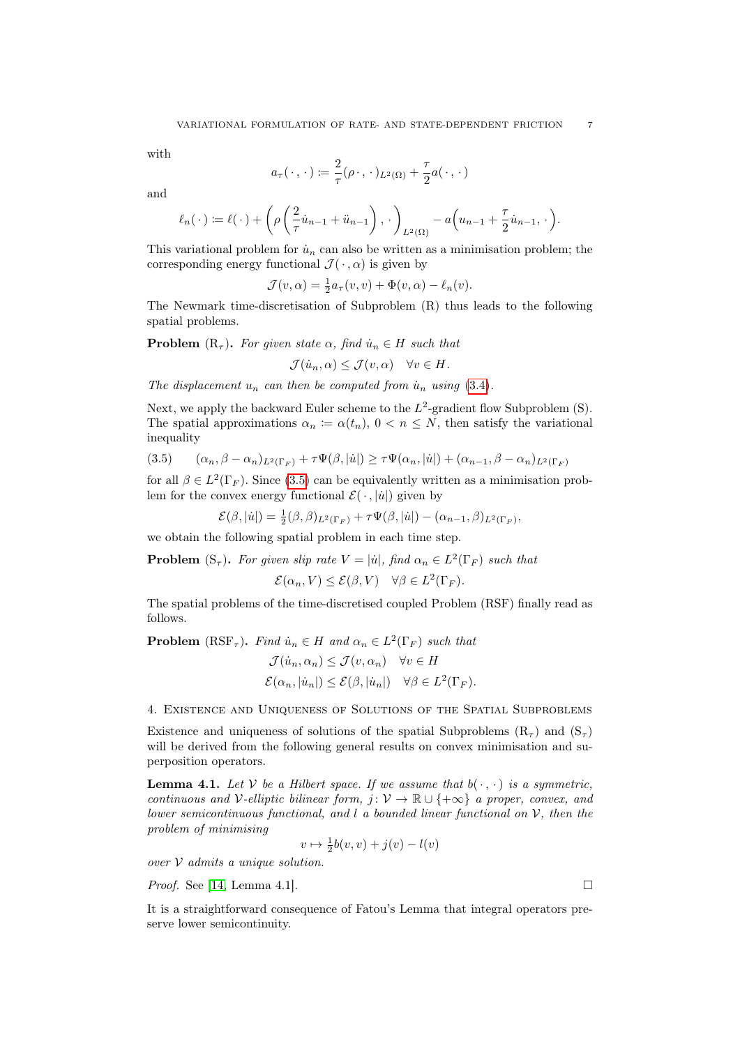with

$$a_\tau(\,\cdot\,,\,\cdot\,) \coloneqq \frac{2}{\tau}(\rho\,\cdot\,,\,\cdot\,)_{L^2(\Omega)} + \frac{\tau}{2}a(\,\cdot\,,\,\cdot\,)$$

and

$$\ell_n(\,\cdot\,) \coloneqq \ell(\,\cdot\,) + \left(\rho\left(\frac{2}{\tau}\dot{u}_{n-1} + \ddot{u}_{n-1}\right),\,\cdot\,\right)_{L^2(\Omega)} - a\Big(u_{n-1} + \frac{\tau}{2}\dot{u}_{n-1},\,\cdot\,\Big).$$

This variational problem for $\dot{u}_n$ can also be written as a minimisation problem; the corresponding energy functional $\mathcal{J}(\,\cdot\,,\alpha)$ is given by

$$\mathcal{J}(v,\alpha) = \tfrac{1}{2}a_\tau(v,v) + \Phi(v,\alpha) - \ell_n(v).$$

The Newmark time-discretisation of Subproblem (R) thus leads to the following spatial problems.

**Problem** ($\mathrm{R}_\tau$). *For given state $\alpha$, find $\dot{u}_n \in H$ such that*

$$\mathcal{J}(\dot{u}_n,\alpha) \le \mathcal{J}(v,\alpha) \quad \forall v \in H.$$

*The displacement $u_n$ can then be computed from $\dot{u}_n$ using* (3.4).

Next, we apply the backward Euler scheme to the $L^2$-gradient flow Subproblem (S). The spatial approximations $\alpha_n \coloneqq \alpha(t_n)$, $0 < n \le N$, then satisfy the variational inequality

$$(\alpha_n, \beta - \alpha_n)_{L^2(\Gamma_F)} + \tau\Psi(\beta, |\dot{u}|) \ge \tau\Psi(\alpha_n, |\dot{u}|) + (\alpha_{n-1}, \beta - \alpha_n)_{L^2(\Gamma_F)} \tag{3.5}$$

for all $\beta \in L^2(\Gamma_F)$. Since (3.5) can be equivalently written as a minimisation problem for the convex energy functional $\mathcal{E}(\,\cdot\,,|\dot{u}|)$ given by

$$\mathcal{E}(\beta,|\dot{u}|) = \tfrac{1}{2}(\beta,\beta)_{L^2(\Gamma_F)} + \tau\Psi(\beta,|\dot{u}|) - (\alpha_{n-1},\beta)_{L^2(\Gamma_F)},$$

we obtain the following spatial problem in each time step.

**Problem** ($\mathrm{S}_\tau$). *For given slip rate $V = |\dot{u}|$, find $\alpha_n \in L^2(\Gamma_F)$ such that*

$$\mathcal{E}(\alpha_n, V) \le \mathcal{E}(\beta, V) \quad \forall \beta \in L^2(\Gamma_F).$$

The spatial problems of the time-discretised coupled Problem (RSF) finally read as follows.

**Problem** ($\mathrm{RSF}_\tau$). *Find $\dot{u}_n \in H$ and $\alpha_n \in L^2(\Gamma_F)$ such that*

$$\mathcal{J}(\dot{u}_n,\alpha_n) \le \mathcal{J}(v,\alpha_n) \quad \forall v \in H$$
$$\mathcal{E}(\alpha_n,|\dot{u}_n|) \le \mathcal{E}(\beta,|\dot{u}_n|) \quad \forall \beta \in L^2(\Gamma_F).$$

## 4. Existence and Uniqueness of Solutions of the Spatial Subproblems

Existence and uniqueness of solutions of the spatial Subproblems ($\mathrm{R}_\tau$) and ($\mathrm{S}_\tau$) will be derived from the following general results on convex minimisation and superposition operators.

**Lemma 4.1.** *Let $\mathcal{V}$ be a Hilbert space. If we assume that $b(\,\cdot\,,\,\cdot\,)$ is a symmetric, continuous and $\mathcal{V}$-elliptic bilinear form, $j\colon \mathcal{V} \to \mathbb{R} \cup \{+\infty\}$ a proper, convex, and lower semicontinuous functional, and $l$ a bounded linear functional on $\mathcal{V}$, then the problem of minimising*

$$v \mapsto \tfrac{1}{2}b(v,v) + j(v) - l(v)$$

*over $\mathcal{V}$ admits a unique solution.*

*Proof.* See [14, Lemma 4.1]. □

It is a straightforward consequence of Fatou's Lemma that integral operators preserve lower semicontinuity.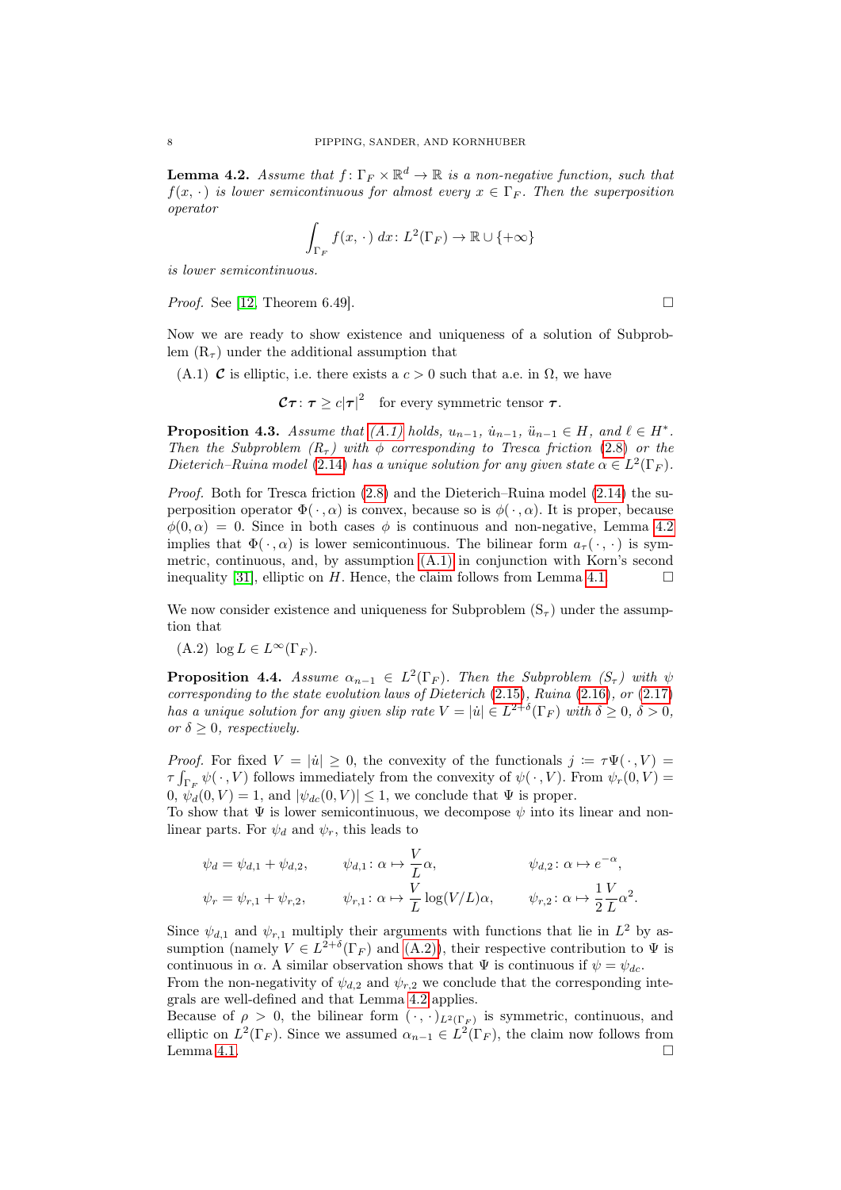**Lemma 4.2.** *Assume that $f\colon \Gamma_F \times \mathbb{R}^d \to \mathbb{R}$ is a non-negative function, such that $f(x,\cdot\,)$ is lower semicontinuous for almost every $x \in \Gamma_F$. Then the superposition operator*

$$\int_{\Gamma_F} f(x,\cdot\,)\,dx\colon L^2(\Gamma_F) \to \mathbb{R} \cup \{+\infty\}$$

*is lower semicontinuous.*

*Proof.* See [12, Theorem 6.49]. □

Now we are ready to show existence and uniqueness of a solution of Subproblem ($\mathrm{R}_\tau$) under the additional assumption that

(A.1) $\boldsymbol{\mathcal{C}}$ is elliptic, i.e. there exists a $c > 0$ such that a.e. in $\Omega$, we have

$$\boldsymbol{\mathcal{C}}\boldsymbol{\tau} : \boldsymbol{\tau} \geq c|\boldsymbol{\tau}|^2 \quad \text{for every symmetric tensor } \boldsymbol{\tau}.$$

**Proposition 4.3.** *Assume that (A.1) holds, $u_{n-1}$, $\dot{u}_{n-1}$, $\ddot{u}_{n-1} \in H$, and $\ell \in H^*$. Then the Subproblem ($R_\tau$) with $\phi$ corresponding to Tresca friction (2.8) or the Dieterich–Ruina model (2.14) has a unique solution for any given state $\alpha \in L^2(\Gamma_F)$.*

*Proof.* Both for Tresca friction (2.8) and the Dieterich–Ruina model (2.14) the superposition operator $\Phi(\,\cdot\,,\alpha)$ is convex, because so is $\phi(\,\cdot\,,\alpha)$. It is proper, because $\phi(0,\alpha) = 0$. Since in both cases $\phi$ is continuous and non-negative, Lemma 4.2 implies that $\Phi(\,\cdot\,,\alpha)$ is lower semicontinuous. The bilinear form $a_\tau(\,\cdot\,,\,\cdot\,)$ is symmetric, continuous, and, by assumption (A.1) in conjunction with Korn's second inequality [31], elliptic on $H$. Hence, the claim follows from Lemma 4.1. □

We now consider existence and uniqueness for Subproblem ($\mathrm{S}_\tau$) under the assumption that

(A.2) $\log L \in L^\infty(\Gamma_F)$.

**Proposition 4.4.** *Assume $\alpha_{n-1} \in L^2(\Gamma_F)$. Then the Subproblem ($S_\tau$) with $\psi$ corresponding to the state evolution laws of Dieterich (2.15), Ruina (2.16), or (2.17) has a unique solution for any given slip rate $V = |\dot{u}| \in L^{2+\delta}(\Gamma_F)$ with $\delta \geq 0$, $\delta > 0$, or $\delta \geq 0$, respectively.*

*Proof.* For fixed $V = |\dot{u}| \geq 0$, the convexity of the functionals $j \coloneqq \tau\Psi(\,\cdot\,,V) = \tau\int_{\Gamma_F}\psi(\,\cdot\,,V)$ follows immediately from the convexity of $\psi(\,\cdot\,,V)$. From $\psi_r(0,V) = 0$, $\psi_d(0,V) = 1$, and $|\psi_{dc}(0,V)| \leq 1$, we conclude that $\Psi$ is proper.
To show that $\Psi$ is lower semicontinuous, we decompose $\psi$ into its linear and nonlinear parts. For $\psi_d$ and $\psi_r$, this leads to

$$\begin{aligned}
\psi_d &= \psi_{d,1} + \psi_{d,2}, &\quad \psi_{d,1}&\colon \alpha \mapsto \frac{V}{L}\alpha, &\quad \psi_{d,2}&\colon \alpha \mapsto e^{-\alpha},\\
\psi_r &= \psi_{r,1} + \psi_{r,2}, &\quad \psi_{r,1}&\colon \alpha \mapsto \frac{V}{L}\log(V/L)\alpha, &\quad \psi_{r,2}&\colon \alpha \mapsto \frac{1}{2}\frac{V}{L}\alpha^2.
\end{aligned}$$

Since $\psi_{d,1}$ and $\psi_{r,1}$ multiply their arguments with functions that lie in $L^2$ by assumption (namely $V \in L^{2+\delta}(\Gamma_F)$ and (A.2)), their respective contribution to $\Psi$ is continuous in $\alpha$. A similar observation shows that $\Psi$ is continuous if $\psi = \psi_{dc}$.
From the non-negativity of $\psi_{d,2}$ and $\psi_{r,2}$ we conclude that the corresponding integrals are well-defined and that Lemma 4.2 applies.
Because of $\rho > 0$, the bilinear form $(\,\cdot\,,\cdot\,)_{L^2(\Gamma_F)}$ is symmetric, continuous, and elliptic on $L^2(\Gamma_F)$. Since we assumed $\alpha_{n-1} \in L^2(\Gamma_F)$, the claim now follows from Lemma 4.1. □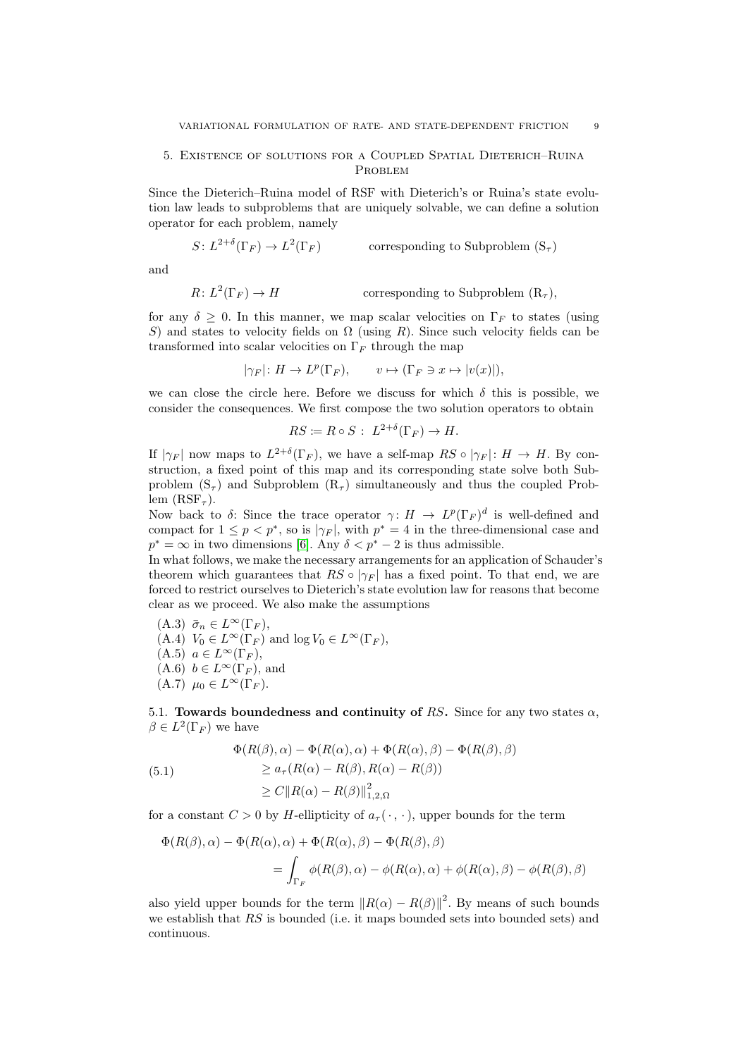## 5. Existence of solutions for a Coupled Spatial Dieterich–Ruina Problem

Since the Dieterich–Ruina model of RSF with Dieterich's or Ruina's state evolution law leads to subproblems that are uniquely solvable, we can define a solution operator for each problem, namely

$$S\colon L^{2+\delta}(\Gamma_F) \to L^2(\Gamma_F) \qquad \text{corresponding to Subproblem } (\mathrm{S}_\tau)$$

and

$$R\colon L^2(\Gamma_F) \to H \qquad \text{corresponding to Subproblem } (\mathrm{R}_\tau),$$

for any $\delta \geq 0$. In this manner, we map scalar velocities on $\Gamma_F$ to states (using $S$) and states to velocity fields on $\Omega$ (using $R$). Since such velocity fields can be transformed into scalar velocities on $\Gamma_F$ through the map

$$|\gamma_F|\colon H \to L^p(\Gamma_F), \qquad v \mapsto (\Gamma_F \ni x \mapsto |v(x)|),$$

we can close the circle here. Before we discuss for which $\delta$ this is possible, we consider the consequences. We first compose the two solution operators to obtain

$$RS := R \circ S : \ L^{2+\delta}(\Gamma_F) \to H.$$

If $|\gamma_F|$ now maps to $L^{2+\delta}(\Gamma_F)$, we have a self-map $RS \circ |\gamma_F| \colon H \to H$. By construction, a fixed point of this map and its corresponding state solve both Subproblem $(\mathrm{S}_\tau)$ and Subproblem $(\mathrm{R}_\tau)$ simultaneously and thus the coupled Problem $(\mathrm{RSF}_\tau)$.

Now back to $\delta$: Since the trace operator $\gamma\colon H \to L^p(\Gamma_F)^d$ is well-defined and compact for $1 \leq p < p^*$, so is $|\gamma_F|$, with $p^* = 4$ in the three-dimensional case and $p^* = \infty$ in two dimensions [6]. Any $\delta < p^* - 2$ is thus admissible.

In what follows, we make the necessary arrangements for an application of Schauder's theorem which guarantees that $RS \circ |\gamma_F|$ has a fixed point. To that end, we are forced to restrict ourselves to Dieterich's state evolution law for reasons that become clear as we proceed. We also make the assumptions

- (A.3) $\bar{\sigma}_n \in L^\infty(\Gamma_F)$,
- (A.4) $V_0 \in L^\infty(\Gamma_F)$ and $\log V_0 \in L^\infty(\Gamma_F)$,
- (A.5) $a \in L^\infty(\Gamma_F)$,
- (A.6) $b \in L^\infty(\Gamma_F)$, and
- (A.7) $\mu_0 \in L^\infty(\Gamma_F)$.

### 5.1. Towards boundedness and continuity of $RS$.

Since for any two states $\alpha$, $\beta \in L^2(\Gamma_F)$ we have

$$\begin{aligned}
&\Phi(R(\beta), \alpha) - \Phi(R(\alpha), \alpha) + \Phi(R(\alpha), \beta) - \Phi(R(\beta), \beta) \\
&\qquad \geq a_\tau(R(\alpha) - R(\beta), R(\alpha) - R(\beta)) \\
&\qquad \geq C \|R(\alpha) - R(\beta)\|_{1,2,\Omega}^2
\end{aligned} \tag{5.1}$$

for a constant $C > 0$ by $H$-ellipticity of $a_\tau(\,\cdot\,,\,\cdot\,)$, upper bounds for the term

$$\begin{aligned}
\Phi(R(\beta), \alpha) &- \Phi(R(\alpha), \alpha) + \Phi(R(\alpha), \beta) - \Phi(R(\beta), \beta) \\
&= \int_{\Gamma_F} \phi(R(\beta), \alpha) - \phi(R(\alpha), \alpha) + \phi(R(\alpha), \beta) - \phi(R(\beta), \beta)
\end{aligned}$$

also yield upper bounds for the term $\|R(\alpha) - R(\beta)\|^2$. By means of such bounds we establish that $RS$ is bounded (i.e. it maps bounded sets into bounded sets) and continuous.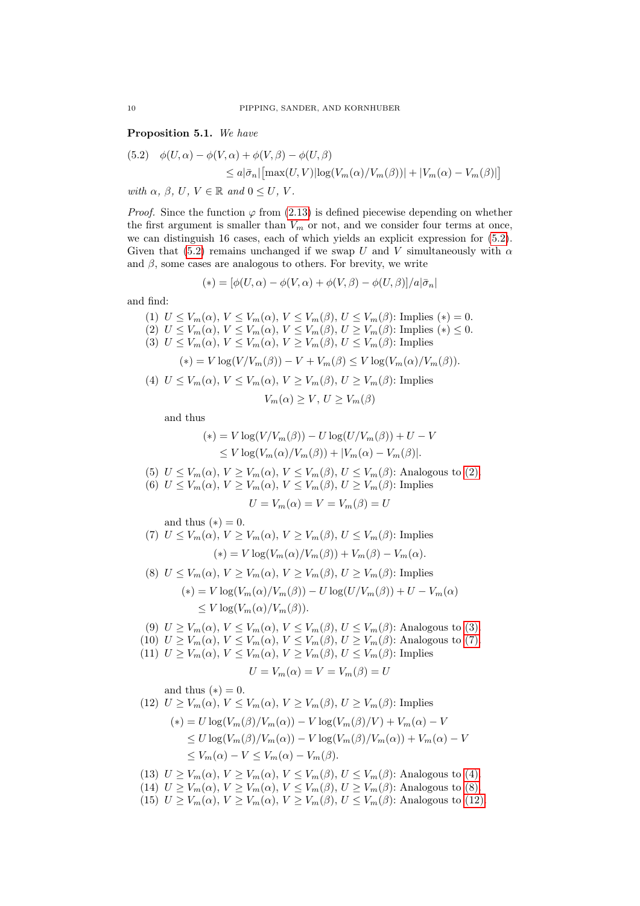**Proposition 5.1.** *We have*

$$
\begin{aligned}
(5.2) \quad & \phi(U,\alpha) - \phi(V,\alpha) + \phi(V,\beta) - \phi(U,\beta) \\
& \qquad \leq a|\bar{\sigma}_n|\big[\max(U,V)|\log(V_m(\alpha)/V_m(\beta))| + |V_m(\alpha) - V_m(\beta)|\big]
\end{aligned}
$$

*with* $\alpha$, $\beta$, $U$, $V \in \mathbb{R}$ *and* $0 \leq U$, $V$.

*Proof.* Since the function $\varphi$ from (2.13) is defined piecewise depending on whether the first argument is smaller than $V_m$ or not, and we consider four terms at once, we can distinguish 16 cases, each of which yields an explicit expression for (5.2). Given that (5.2) remains unchanged if we swap $U$ and $V$ simultaneously with $\alpha$ and $\beta$, some cases are analogous to others. For brevity, we write

$$
(*) = [\phi(U,\alpha) - \phi(V,\alpha) + \phi(V,\beta) - \phi(U,\beta)]/a|\bar{\sigma}_n|
$$

and find:

(1) $U \leq V_m(\alpha)$, $V \leq V_m(\alpha)$, $V \leq V_m(\beta)$, $U \leq V_m(\beta)$: Implies $(*) = 0$.

(2) $U \leq V_m(\alpha)$, $V \leq V_m(\alpha)$, $V \leq V_m(\beta)$, $U \geq V_m(\beta)$: Implies $(*) \leq 0$.

(3) $U \leq V_m(\alpha)$, $V \leq V_m(\alpha)$, $V \geq V_m(\beta)$, $U \leq V_m(\beta)$: Implies

$$
(*) = V\log(V/V_m(\beta)) - V + V_m(\beta) \leq V\log(V_m(\alpha)/V_m(\beta)).
$$

(4) $U \leq V_m(\alpha)$, $V \leq V_m(\alpha)$, $V \geq V_m(\beta)$, $U \geq V_m(\beta)$: Implies

$$
V_m(\alpha) \geq V,\ U \geq V_m(\beta)
$$

and thus

$$
\begin{aligned}
(*) &= V\log(V/V_m(\beta)) - U\log(U/V_m(\beta)) + U - V \\
&\leq V\log(V_m(\alpha)/V_m(\beta)) + |V_m(\alpha) - V_m(\beta)|.
\end{aligned}
$$

(5) $U \leq V_m(\alpha)$, $V \geq V_m(\alpha)$, $V \leq V_m(\beta)$, $U \leq V_m(\beta)$: Analogous to (2).

(6) $U \leq V_m(\alpha)$, $V \geq V_m(\alpha)$, $V \leq V_m(\beta)$, $U \geq V_m(\beta)$: Implies

$$
U = V_m(\alpha) = V = V_m(\beta) = U
$$

and thus $(*) = 0$.

(7) $U \leq V_m(\alpha)$, $V \geq V_m(\alpha)$, $V \geq V_m(\beta)$, $U \leq V_m(\beta)$: Implies

$$
(*) = V\log(V_m(\alpha)/V_m(\beta)) + V_m(\beta) - V_m(\alpha).
$$

(8) $U \leq V_m(\alpha)$, $V \geq V_m(\alpha)$, $V \geq V_m(\beta)$, $U \geq V_m(\beta)$: Implies

$$
\begin{aligned}
(*) &= V\log(V_m(\alpha)/V_m(\beta)) - U\log(U/V_m(\beta)) + U - V_m(\alpha) \\
&\leq V\log(V_m(\alpha)/V_m(\beta)).
\end{aligned}
$$

(9) $U \geq V_m(\alpha)$, $V \leq V_m(\alpha)$, $V \leq V_m(\beta)$, $U \leq V_m(\beta)$: Analogous to (3).

(10) $U \geq V_m(\alpha)$, $V \leq V_m(\alpha)$, $V \leq V_m(\beta)$, $U \geq V_m(\beta)$: Analogous to (7).

(11) $U \geq V_m(\alpha)$, $V \leq V_m(\alpha)$, $V \geq V_m(\beta)$, $U \leq V_m(\beta)$: Implies

$$
U = V_m(\alpha) = V = V_m(\beta) = U
$$

and thus $(*) = 0$.

(12) $U \geq V_m(\alpha)$, $V \leq V_m(\alpha)$, $V \geq V_m(\beta)$, $U \geq V_m(\beta)$: Implies

$$
\begin{aligned}
(*) &= U\log(V_m(\beta)/V_m(\alpha)) - V\log(V_m(\beta)/V) + V_m(\alpha) - V \\
&\leq U\log(V_m(\beta)/V_m(\alpha)) - V\log(V_m(\beta)/V_m(\alpha)) + V_m(\alpha) - V \\
&\leq V_m(\alpha) - V \leq V_m(\alpha) - V_m(\beta).
\end{aligned}
$$

(13) $U \geq V_m(\alpha)$, $V \geq V_m(\alpha)$, $V \leq V_m(\beta)$, $U \leq V_m(\beta)$: Analogous to (4).

(14) $U \geq V_m(\alpha)$, $V \geq V_m(\alpha)$, $V \leq V_m(\beta)$, $U \geq V_m(\beta)$: Analogous to (8).

(15) $U \geq V_m(\alpha)$, $V \geq V_m(\alpha)$, $V \geq V_m(\beta)$, $U \leq V_m(\beta)$: Analogous to (12).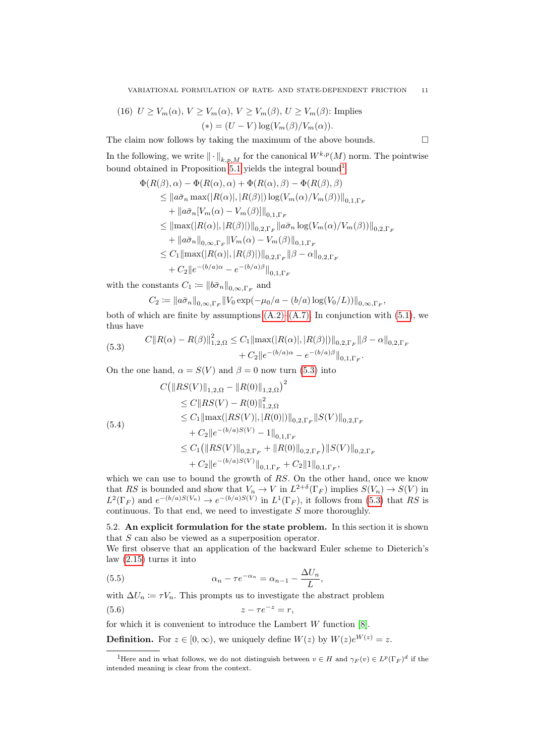(16) $U \geq V_m(\alpha)$, $V \geq V_m(\alpha)$, $V \geq V_m(\beta)$, $U \geq V_m(\beta)$: Implies

$$(*) = (U - V)\log(V_m(\beta)/V_m(\alpha)).$$

The claim now follows by taking the maximum of the above bounds. □

In the following, we write $\|\cdot\|_{k,p,M}$ for the canonical $W^{k,p}(M)$ norm. The pointwise bound obtained in Proposition 5.1 yields the integral bound[1]

$$\begin{aligned}
&\Phi(R(\beta), \alpha) - \Phi(R(\alpha), \alpha) + \Phi(R(\alpha), \beta) - \Phi(R(\beta), \beta) \\
&\quad \leq \|a\bar{\sigma}_n \max(|R(\alpha)|, |R(\beta)|)\log(V_m(\alpha)/V_m(\beta))\|_{0,1,\Gamma_F} \\
&\qquad + \|a\bar{\sigma}_n [V_m(\alpha) - V_m(\beta)]\|_{0,1,\Gamma_F} \\
&\quad \leq \|\max(|R(\alpha)|, |R(\beta)|)\|_{0,2,\Gamma_F} \|a\bar{\sigma}_n \log(V_m(\alpha)/V_m(\beta))\|_{0,2,\Gamma_F} \\
&\qquad + \|a\bar{\sigma}_n\|_{0,\infty,\Gamma_F} \|V_m(\alpha) - V_m(\beta)\|_{0,1,\Gamma_F} \\
&\quad \leq C_1 \|\max(|R(\alpha)|, |R(\beta)|)\|_{0,2,\Gamma_F} \|\beta - \alpha\|_{0,2,\Gamma_F} \\
&\qquad + C_2 \|e^{-(b/a)\alpha} - e^{-(b/a)\beta}\|_{0,1,\Gamma_F}
\end{aligned}$$

with the constants $C_1 := \|b\bar{\sigma}_n\|_{0,\infty,\Gamma_F}$ and

$$C_2 := \|a\bar{\sigma}_n\|_{0,\infty,\Gamma_F} \|V_0 \exp(-\mu_0/a - (b/a)\log(V_0/L))\|_{0,\infty,\Gamma_F},$$

both of which are finite by assumptions (A.2)–(A.7). In conjunction with (5.1), we thus have

$$\begin{aligned}
C\|R(\alpha) - R(\beta)\|_{1,2,\Omega}^2 \leq C_1 &\|\max(|R(\alpha)|, |R(\beta)|)\|_{0,2,\Gamma_F} \|\beta - \alpha\|_{0,2,\Gamma_F} \\
&+ C_2 \|e^{-(b/a)\alpha} - e^{-(b/a)\beta}\|_{0,1,\Gamma_F}.
\end{aligned} \tag{5.3}$$

On the one hand, $\alpha = S(V)$ and $\beta = 0$ now turn (5.3) into

$$\begin{aligned}
&C\big(\|RS(V)\|_{1,2,\Omega} - \|R(0)\|_{1,2,\Omega}\big)^2 \\
&\quad \leq C\|RS(V) - R(0)\|_{1,2,\Omega}^2 \\
&\quad \leq C_1 \|\max(|RS(V)|, |R(0)|)\|_{0,2,\Gamma_F} \|S(V)\|_{0,2,\Gamma_F} \\
&\qquad + C_2 \|e^{-(b/a)S(V)} - 1\|_{0,1,\Gamma_F} \\
&\quad \leq C_1 \big(\|RS(V)\|_{0,2,\Gamma_F} + \|R(0)\|_{0,2,\Gamma_F}\big) \|S(V)\|_{0,2,\Gamma_F} \\
&\qquad + C_2 \|e^{-(b/a)S(V)}\|_{0,1,\Gamma_F} + C_2 \|1\|_{0,1,\Gamma_F},
\end{aligned} \tag{5.4}$$

which we can use to bound the growth of $RS$. On the other hand, once we know that $RS$ is bounded and show that $V_n \to V$ in $L^{2+\delta}(\Gamma_F)$ implies $S(V_n) \to S(V)$ in $L^2(\Gamma_F)$ and $e^{-(b/a)S(V_n)} \to e^{-(b/a)S(V)}$ in $L^1(\Gamma_F)$, it follows from (5.3) that $RS$ is continuous. To that end, we need to investigate $S$ more thoroughly.

### 5.2. An explicit formulation for the state problem.

In this section it is shown that $S$ can also be viewed as a superposition operator.

We first observe that an application of the backward Euler scheme to Dieterich's law (2.15) turns it into

$$\alpha_n - \tau e^{-\alpha_n} = \alpha_{n-1} - \frac{\Delta U_n}{L}, \tag{5.5}$$

with $\Delta U_n := \tau V_n$. This prompts us to investigate the abstract problem

$$z - \tau e^{-z} = r, \tag{5.6}$$

for which it is convenient to introduce the Lambert $W$ function [8].

**Definition.** For $z \in [0, \infty)$, we uniquely define $W(z)$ by $W(z)e^{W(z)} = z$.

---

[1] Here and in what follows, we do not distinguish between $v \in H$ and $\gamma_F(v) \in L^p(\Gamma_F)^d$ if the intended meaning is clear from the context.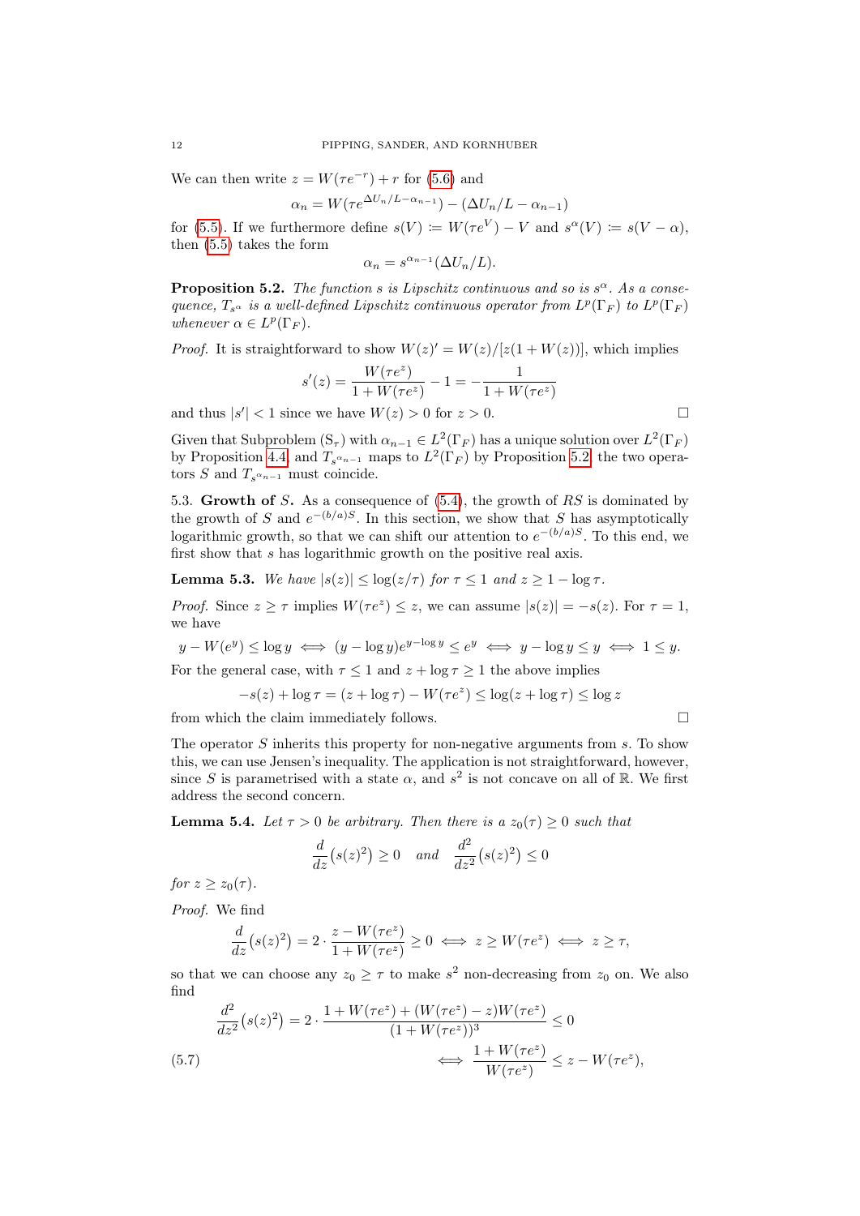We can then write $z = W(\tau e^{-r}) + r$ for (5.6) and

$$\alpha_n = W(\tau e^{\Delta U_n/L - \alpha_{n-1}}) - (\Delta U_n/L - \alpha_{n-1})$$

for (5.5). If we furthermore define $s(V) \coloneqq W(\tau e^V) - V$ and $s^\alpha(V) \coloneqq s(V - \alpha)$, then (5.5) takes the form

$$\alpha_n = s^{\alpha_{n-1}}(\Delta U_n/L).$$

**Proposition 5.2.** *The function $s$ is Lipschitz continuous and so is $s^\alpha$. As a consequence, $T_{s^\alpha}$ is a well-defined Lipschitz continuous operator from $L^p(\Gamma_F)$ to $L^p(\Gamma_F)$ whenever $\alpha \in L^p(\Gamma_F)$.*

*Proof.* It is straightforward to show $W(z)' = W(z)/[z(1 + W(z))]$, which implies

$$s'(z) = \frac{W(\tau e^z)}{1 + W(\tau e^z)} - 1 = -\frac{1}{1 + W(\tau e^z)}$$

and thus $|s'| < 1$ since we have $W(z) > 0$ for $z > 0$. □

Given that Subproblem ($\mathrm{S}_\tau$) with $\alpha_{n-1} \in L^2(\Gamma_F)$ has a unique solution over $L^2(\Gamma_F)$ by Proposition 4.4, and $T_{s^{\alpha_{n-1}}}$ maps to $L^2(\Gamma_F)$ by Proposition 5.2, the two operators $S$ and $T_{s^{\alpha_{n-1}}}$ must coincide.

## 5.3. Growth of $S$.

As a consequence of (5.4), the growth of $RS$ is dominated by the growth of $S$ and $e^{-(b/a)S}$. In this section, we show that $S$ has asymptotically logarithmic growth, so that we can shift our attention to $e^{-(b/a)S}$. To this end, we first show that $s$ has logarithmic growth on the positive real axis.

**Lemma 5.3.** *We have $|s(z)| \leq \log(z/\tau)$ for $\tau \leq 1$ and $z \geq 1 - \log \tau$.*

*Proof.* Since $z \geq \tau$ implies $W(\tau e^z) \leq z$, we can assume $|s(z)| = -s(z)$. For $\tau = 1$, we have

$$y - W(e^y) \leq \log y \iff (y - \log y)e^{y - \log y} \leq e^y \iff y - \log y \leq y \iff 1 \leq y.$$

For the general case, with $\tau \leq 1$ and $z + \log \tau \geq 1$ the above implies

$$-s(z) + \log \tau = (z + \log \tau) - W(\tau e^z) \leq \log(z + \log \tau) \leq \log z$$

from which the claim immediately follows. □

The operator $S$ inherits this property for non-negative arguments from $s$. To show this, we can use Jensen's inequality. The application is not straightforward, however, since $S$ is parametrised with a state $\alpha$, and $s^2$ is not concave on all of $\mathbb{R}$. We first address the second concern.

**Lemma 5.4.** *Let $\tau > 0$ be arbitrary. Then there is a $z_0(\tau) \geq 0$ such that*

$$\frac{d}{dz}\big(s(z)^2\big) \geq 0 \quad \text{and} \quad \frac{d^2}{dz^2}\big(s(z)^2\big) \leq 0$$

*for $z \geq z_0(\tau)$.*

*Proof.* We find

$$\frac{d}{dz}\big(s(z)^2\big) = 2 \cdot \frac{z - W(\tau e^z)}{1 + W(\tau e^z)} \geq 0 \iff z \geq W(\tau e^z) \iff z \geq \tau,$$

so that we can choose any $z_0 \geq \tau$ to make $s^2$ non-decreasing from $z_0$ on. We also find

$$\begin{aligned}
\frac{d^2}{dz^2}\big(s(z)^2\big) &= 2 \cdot \frac{1 + W(\tau e^z) + (W(\tau e^z) - z)W(\tau e^z)}{(1 + W(\tau e^z))^3} \leq 0 \\
&\iff \frac{1 + W(\tau e^z)}{W(\tau e^z)} \leq z - W(\tau e^z),
\end{aligned} \tag{5.7}$$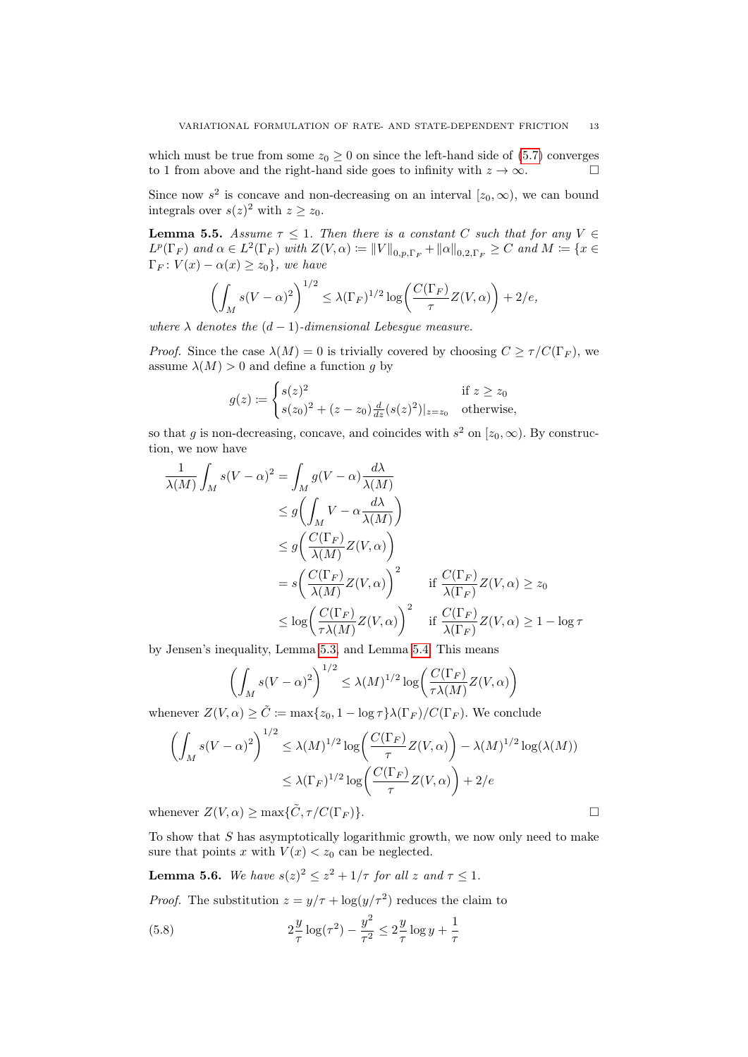which must be true from some $z_0 \geq 0$ on since the left-hand side of (5.7) converges to 1 from above and the right-hand side goes to infinity with $z \to \infty$. □

Since now $s^2$ is concave and non-decreasing on an interval $[z_0, \infty)$, we can bound integrals over $s(z)^2$ with $z \geq z_0$.

**Lemma 5.5.** *Assume $\tau \leq 1$. Then there is a constant $C$ such that for any $V \in L^p(\Gamma_F)$ and $\alpha \in L^2(\Gamma_F)$ with $Z(V,\alpha) := \|V\|_{0,p,\Gamma_F} + \|\alpha\|_{0,2,\Gamma_F} \geq C$ and $M := \{x \in \Gamma_F : V(x) - \alpha(x) \geq z_0\}$, we have*

$$\left(\int_M s(V-\alpha)^2\right)^{1/2} \leq \lambda(\Gamma_F)^{1/2} \log\left(\frac{C(\Gamma_F)}{\tau} Z(V,\alpha)\right) + 2/e,$$

*where $\lambda$ denotes the $(d-1)$-dimensional Lebesgue measure.*

*Proof.* Since the case $\lambda(M) = 0$ is trivially covered by choosing $C \geq \tau / C(\Gamma_F)$, we assume $\lambda(M) > 0$ and define a function $g$ by

$$g(z) := \begin{cases} s(z)^2 & \text{if } z \geq z_0 \\ s(z_0)^2 + (z - z_0)\frac{d}{dz}(s(z)^2)|_{z=z_0} & \text{otherwise,} \end{cases}$$

so that $g$ is non-decreasing, concave, and coincides with $s^2$ on $[z_0, \infty)$. By construction, we now have

$$\begin{aligned}
\frac{1}{\lambda(M)} \int_M s(V-\alpha)^2 &= \int_M g(V-\alpha) \frac{d\lambda}{\lambda(M)} \\
&\leq g\left(\int_M V - \alpha \frac{d\lambda}{\lambda(M)}\right) \\
&\leq g\left(\frac{C(\Gamma_F)}{\lambda(M)} Z(V,\alpha)\right) \\
&= s\left(\frac{C(\Gamma_F)}{\lambda(M)} Z(V,\alpha)\right)^2 \qquad \text{if } \frac{C(\Gamma_F)}{\lambda(\Gamma_F)} Z(V,\alpha) \geq z_0 \\
&\leq \log\left(\frac{C(\Gamma_F)}{\tau \lambda(M)} Z(V,\alpha)\right)^2 \quad \text{if } \frac{C(\Gamma_F)}{\lambda(\Gamma_F)} Z(V,\alpha) \geq 1 - \log \tau
\end{aligned}$$

by Jensen's inequality, Lemma 5.3, and Lemma 5.4. This means

$$\left(\int_M s(V-\alpha)^2\right)^{1/2} \leq \lambda(M)^{1/2} \log\left(\frac{C(\Gamma_F)}{\tau \lambda(M)} Z(V,\alpha)\right)$$

whenever $Z(V,\alpha) \geq \tilde{C} := \max\{z_0, 1 - \log \tau\} \lambda(\Gamma_F)/C(\Gamma_F)$. We conclude

$$\begin{aligned}
\left(\int_M s(V-\alpha)^2\right)^{1/2} &\leq \lambda(M)^{1/2} \log\left(\frac{C(\Gamma_F)}{\tau} Z(V,\alpha)\right) - \lambda(M)^{1/2} \log(\lambda(M)) \\
&\leq \lambda(\Gamma_F)^{1/2} \log\left(\frac{C(\Gamma_F)}{\tau} Z(V,\alpha)\right) + 2/e
\end{aligned}$$

whenever $Z(V,\alpha) \geq \max\{\tilde{C}, \tau / C(\Gamma_F)\}$. □

To show that $S$ has asymptotically logarithmic growth, we now only need to make sure that points $x$ with $V(x) < z_0$ can be neglected.

**Lemma 5.6.** *We have $s(z)^2 \leq z^2 + 1/\tau$ for all $z$ and $\tau \leq 1$.*

*Proof.* The substitution $z = y/\tau + \log(y/\tau^2)$ reduces the claim to

$$2\frac{y}{\tau} \log(\tau^2) - \frac{y^2}{\tau^2} \leq 2\frac{y}{\tau} \log y + \frac{1}{\tau} \tag{5.8}$$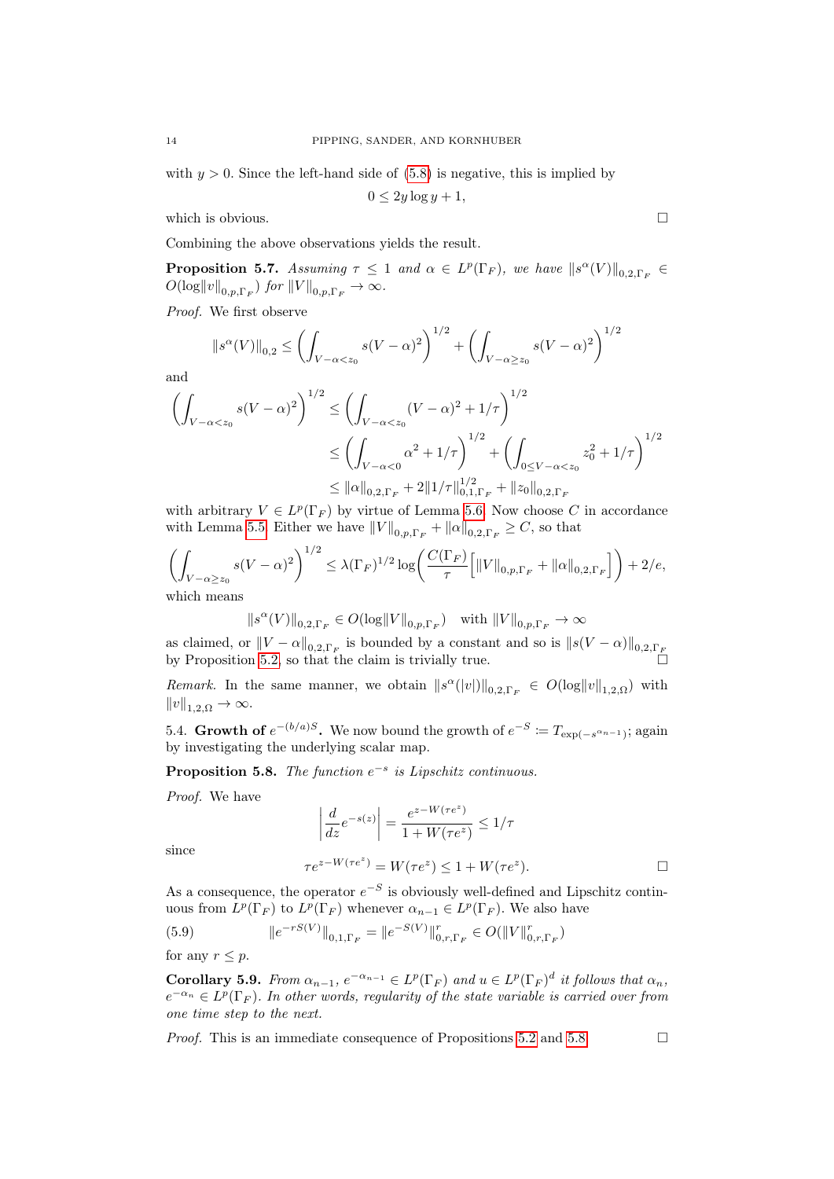with $y > 0$. Since the left-hand side of (5.8) is negative, this is implied by

$$0 \leq 2y \log y + 1,$$

which is obvious. □

Combining the above observations yields the result.

**Proposition 5.7.** *Assuming $\tau \leq 1$ and $\alpha \in L^p(\Gamma_F)$, we have $\|s^\alpha(V)\|_{0,2,\Gamma_F} \in O(\log\|v\|_{0,p,\Gamma_F})$ for $\|V\|_{0,p,\Gamma_F} \to \infty$.*

*Proof.* We first observe

$$\|s^\alpha(V)\|_{0,2} \leq \left( \int_{V-\alpha<z_0} s(V-\alpha)^2 \right)^{1/2} + \left( \int_{V-\alpha \geq z_0} s(V-\alpha)^2 \right)^{1/2}$$

and

$$\begin{aligned}
\left( \int_{V-\alpha<z_0} s(V-\alpha)^2 \right)^{1/2} &\leq \left( \int_{V-\alpha<z_0} (V-\alpha)^2 + 1/\tau \right)^{1/2} \\
&\leq \left( \int_{V-\alpha<0} \alpha^2 + 1/\tau \right)^{1/2} + \left( \int_{0 \leq V-\alpha<z_0} z_0^2 + 1/\tau \right)^{1/2} \\
&\leq \|\alpha\|_{0,2,\Gamma_F} + 2\|1/\tau\|_{0,1,\Gamma_F}^{1/2} + \|z_0\|_{0,2,\Gamma_F}
\end{aligned}$$

with arbitrary $V \in L^p(\Gamma_F)$ by virtue of Lemma 5.6. Now choose $C$ in accordance with Lemma 5.5. Either we have $\|V\|_{0,p,\Gamma_F} + \|\alpha\|_{0,2,\Gamma_F} \geq C$, so that

$$\left( \int_{V-\alpha \geq z_0} s(V-\alpha)^2 \right)^{1/2} \leq \lambda(\Gamma_F)^{1/2} \log\left( \frac{C(\Gamma_F)}{\tau} \Big[ \|V\|_{0,p,\Gamma_F} + \|\alpha\|_{0,2,\Gamma_F} \Big] \right) + 2/e,$$

which means

$$\|s^\alpha(V)\|_{0,2,\Gamma_F} \in O(\log\|V\|_{0,p,\Gamma_F}) \quad \text{with } \|V\|_{0,p,\Gamma_F} \to \infty$$

as claimed, or $\|V-\alpha\|_{0,2,\Gamma_F}$ is bounded by a constant and so is $\|s(V-\alpha)\|_{0,2,\Gamma_F}$ by Proposition 5.2, so that the claim is trivially true. □

*Remark.* In the same manner, we obtain $\|s^\alpha(|v|)\|_{0,2,\Gamma_F} \in O(\log\|v\|_{1,2,\Omega})$ with $\|v\|_{1,2,\Omega} \to \infty$.

5.4. **Growth of $e^{-(b/a)S}$.** We now bound the growth of $e^{-S} := T_{\exp(-s^{\alpha_{n-1}})}$; again by investigating the underlying scalar map.

**Proposition 5.8.** *The function $e^{-s}$ is Lipschitz continuous.*

*Proof.* We have

$$\left| \frac{d}{dz} e^{-s(z)} \right| = \frac{e^{z-W(\tau e^z)}}{1+W(\tau e^z)} \leq 1/\tau$$

since

$$\tau e^{z-W(\tau e^z)} = W(\tau e^z) \leq 1 + W(\tau e^z).$$

□

As a consequence, the operator $e^{-S}$ is obviously well-defined and Lipschitz continuous from $L^p(\Gamma_F)$ to $L^p(\Gamma_F)$ whenever $\alpha_{n-1} \in L^p(\Gamma_F)$. We also have

$$\|e^{-rS(V)}\|_{0,1,\Gamma_F} = \|e^{-S(V)}\|_{0,r,\Gamma_F}^r \in O(\|V\|_{0,r,\Gamma_F}^r) \tag{5.9}$$

for any $r \leq p$.

**Corollary 5.9.** *From $\alpha_{n-1}$, $e^{-\alpha_{n-1}} \in L^p(\Gamma_F)$ and $u \in L^p(\Gamma_F)^d$ it follows that $\alpha_n$, $e^{-\alpha_n} \in L^p(\Gamma_F)$. In other words, regularity of the state variable is carried over from one time step to the next.*

*Proof.* This is an immediate consequence of Propositions 5.2 and 5.8. □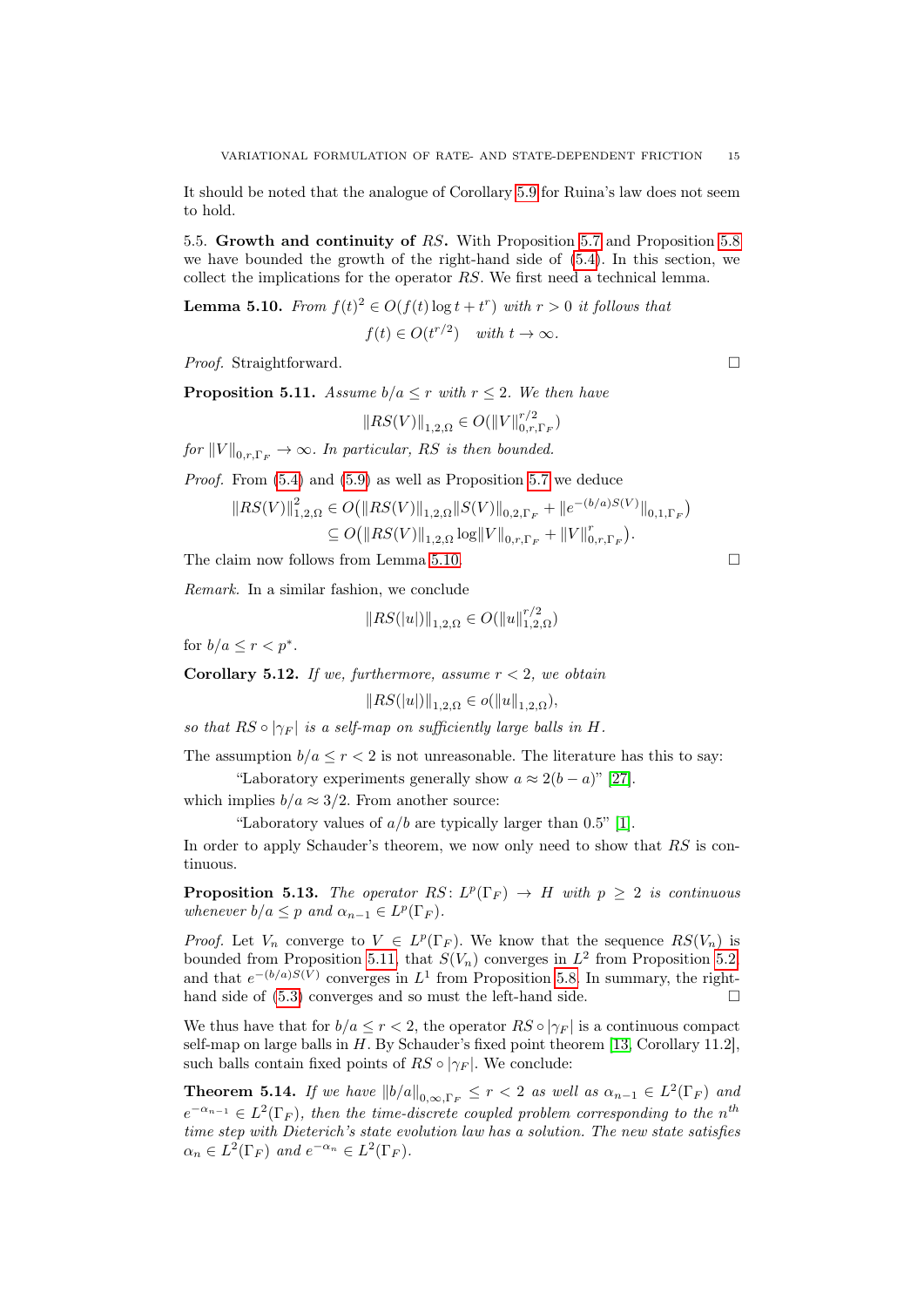It should be noted that the analogue of Corollary 5.9 for Ruina's law does not seem to hold.

5.5. **Growth and continuity of** $RS$**.** With Proposition 5.7 and Proposition 5.8 we have bounded the growth of the right-hand side of (5.4). In this section, we collect the implications for the operator $RS$. We first need a technical lemma.

**Lemma 5.10.** *From $f(t)^2 \in O(f(t)\log t + t^r)$ with $r > 0$ it follows that*

$$f(t) \in O(t^{r/2}) \quad \text{with } t \to \infty.$$

*Proof.* Straightforward. □

**Proposition 5.11.** *Assume $b/a \leq r$ with $r \leq 2$. We then have*

$$\|RS(V)\|_{1,2,\Omega} \in O(\|V\|_{0,r,\Gamma_F}^{r/2})$$

*for $\|V\|_{0,r,\Gamma_F} \to \infty$. In particular, $RS$ is then bounded.*

*Proof.* From (5.4) and (5.9) as well as Proposition 5.7 we deduce

$$\begin{aligned}
\|RS(V)\|_{1,2,\Omega}^2 &\in O\big(\|RS(V)\|_{1,2,\Omega}\|S(V)\|_{0,2,\Gamma_F} + \|e^{-(b/a)S(V)}\|_{0,1,\Gamma_F}\big) \\
&\subseteq O\big(\|RS(V)\|_{1,2,\Omega}\log\|V\|_{0,r,\Gamma_F} + \|V\|_{0,r,\Gamma_F}^r\big).
\end{aligned}$$

The claim now follows from Lemma 5.10. □

*Remark.* In a similar fashion, we conclude

$$\|RS(|u|)\|_{1,2,\Omega} \in O(\|u\|_{1,2,\Omega}^{r/2})$$

for $b/a \leq r < p^*$.

**Corollary 5.12.** *If we, furthermore, assume $r < 2$, we obtain*

$$\|RS(|u|)\|_{1,2,\Omega} \in o(\|u\|_{1,2,\Omega}),$$

*so that $RS \circ |\gamma_F|$ is a self-map on sufficiently large balls in $H$.*

The assumption $b/a \leq r < 2$ is not unreasonable. The literature has this to say:

> "Laboratory experiments generally show $a \approx 2(b - a)$" [27].

which implies $b/a \approx 3/2$. From another source:

> "Laboratory values of $a/b$ are typically larger than 0.5" [1].

In order to apply Schauder's theorem, we now only need to show that $RS$ is continuous.

**Proposition 5.13.** *The operator $RS\colon L^p(\Gamma_F) \to H$ with $p \geq 2$ is continuous whenever $b/a \leq p$ and $\alpha_{n-1} \in L^p(\Gamma_F)$.*

*Proof.* Let $V_n$ converge to $V \in L^p(\Gamma_F)$. We know that the sequence $RS(V_n)$ is bounded from Proposition 5.11, that $S(V_n)$ converges in $L^2$ from Proposition 5.2, and that $e^{-(b/a)S(V)}$ converges in $L^1$ from Proposition 5.8. In summary, the right-hand side of (5.3) converges and so must the left-hand side. □

We thus have that for $b/a \leq r < 2$, the operator $RS \circ |\gamma_F|$ is a continuous compact self-map on large balls in $H$. By Schauder's fixed point theorem [13, Corollary 11.2], such balls contain fixed points of $RS \circ |\gamma_F|$. We conclude:

**Theorem 5.14.** *If we have $\|b/a\|_{0,\infty,\Gamma_F} \leq r < 2$ as well as $\alpha_{n-1} \in L^2(\Gamma_F)$ and $e^{-\alpha_{n-1}} \in L^2(\Gamma_F)$, then the time-discrete coupled problem corresponding to the $n^{th}$ time step with Dieterich's state evolution law has a solution. The new state satisfies $\alpha_n \in L^2(\Gamma_F)$ and $e^{-\alpha_n} \in L^2(\Gamma_F)$.*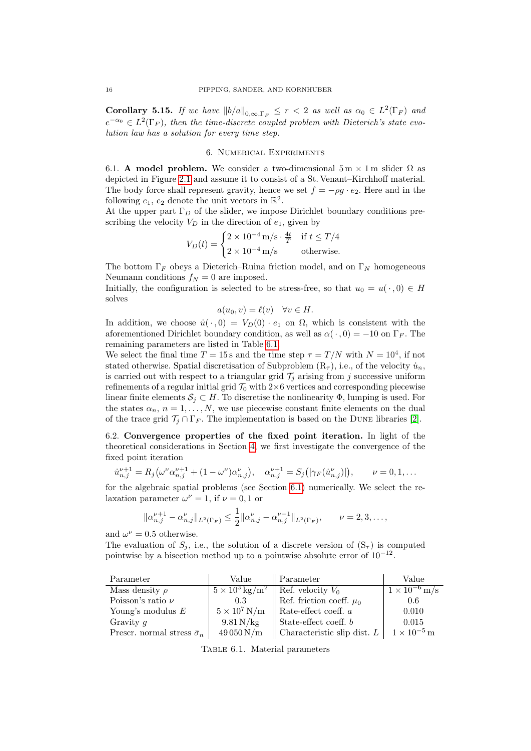**Corollary 5.15.** *If we have $\|b/a\|_{0,\infty,\Gamma_F} \le r < 2$ as well as $\alpha_0 \in L^2(\Gamma_F)$ and $e^{-\alpha_0} \in L^2(\Gamma_F)$, then the time-discrete coupled problem with Dieterich's state evolution law has a solution for every time step.*

## 6. Numerical Experiments

6.1. **A model problem.** We consider a two-dimensional $5\,\mathrm{m} \times 1\,\mathrm{m}$ slider $\Omega$ as depicted in Figure 2.1 and assume it to consist of a St. Venant–Kirchhoff material. The body force shall represent gravity, hence we set $f = -\rho g \cdot e_2$. Here and in the following $e_1$, $e_2$ denote the unit vectors in $\mathbb{R}^2$.
At the upper part $\Gamma_D$ of the slider, we impose Dirichlet boundary conditions prescribing the velocity $V_D$ in the direction of $e_1$, given by

$$V_D(t) = \begin{cases} 2 \times 10^{-4}\,\mathrm{m/s} \cdot \frac{4t}{T} & \text{if } t \le T/4 \\ 2 \times 10^{-4}\,\mathrm{m/s} & \text{otherwise.} \end{cases}$$

The bottom $\Gamma_F$ obeys a Dieterich–Ruina friction model, and on $\Gamma_N$ homogeneous Neumann conditions $f_N = 0$ are imposed.
Initially, the configuration is selected to be stress-free, so that $u_0 = u(\,\cdot\,, 0) \in H$ solves

$$a(u_0, v) = \ell(v) \quad \forall v \in H.$$

In addition, we choose $\dot{u}(\,\cdot\,, 0) = V_D(0) \cdot e_1$ on $\Omega$, which is consistent with the aforementioned Dirichlet boundary condition, as well as $\alpha(\,\cdot\,, 0) = -10$ on $\Gamma_F$. The remaining parameters are listed in Table 6.1.
We select the final time $T = 15\,\mathrm{s}$ and the time step $\tau = T/N$ with $N = 10^4$, if not stated otherwise. Spatial discretisation of Subproblem $(\mathrm{R}_\tau)$, i.e., of the velocity $\dot{u}_n$, is carried out with respect to a triangular grid $\mathcal{T}_j$ arising from $j$ successive uniform refinements of a regular initial grid $\mathcal{T}_0$ with $2 \times 6$ vertices and corresponding piecewise linear finite elements $\mathcal{S}_j \subset H$. To discretise the nonlinearity $\Phi$, lumping is used. For the states $\alpha_n$, $n = 1, \dots, N$, we use piecewise constant finite elements on the dual of the trace grid $\mathcal{T}_j \cap \Gamma_F$. The implementation is based on the Dune libraries [2].

6.2. **Convergence properties of the fixed point iteration.** In light of the theoretical considerations in Section 4, we first investigate the convergence of the fixed point iteration

$$\dot{u}_{n,j}^{\nu+1} = R_j\big(\omega^\nu \alpha_{n,j}^{\nu+1} + (1 - \omega^\nu)\alpha_{n,j}^\nu\big), \quad \alpha_{n,j}^{\nu+1} = S_j\big(|\gamma_F(\dot{u}_{n,j}^\nu)|\big), \qquad \nu = 0, 1, \dots$$

for the algebraic spatial problems (see Section 6.1) numerically. We select the relaxation parameter $\omega^\nu = 1$, if $\nu = 0, 1$ or

$$\|\alpha_{n,j}^{\nu+1} - \alpha_{n,j}^\nu\|_{L^2(\Gamma_F)} \le \frac{1}{2}\|\alpha_{n,j}^\nu - \alpha_{n,j}^{\nu-1}\|_{L^2(\Gamma_F)}, \qquad \nu = 2, 3, \dots,$$

and $\omega^\nu = 0.5$ otherwise.
The evaluation of $S_j$, i.e., the solution of a discrete version of $(\mathrm{S}_\tau)$ is computed pointwise by a bisection method up to a pointwise absolute error of $10^{-12}$.

| Parameter | Value | Parameter | Value |
|---|---|---|---|
| Mass density $\rho$ | $5 \times 10^3\,\mathrm{kg/m^2}$ | Ref. velocity $V_0$ | $1 \times 10^{-6}\,\mathrm{m/s}$ |
| Poisson's ratio $\nu$ | 0.3 | Ref. friction coeff. $\mu_0$ | 0.6 |
| Young's modulus $E$ | $5 \times 10^7\,\mathrm{N/m}$ | Rate-effect coeff. $a$ | 0.010 |
| Gravity $g$ | $9.81\,\mathrm{N/kg}$ | State-effect coeff. $b$ | 0.015 |
| Prescr. normal stress $\bar{\sigma}_n$ | $49\,050\,\mathrm{N/m}$ | Characteristic slip dist. $L$ | $1 \times 10^{-5}\,\mathrm{m}$ |

Table 6.1. Material parameters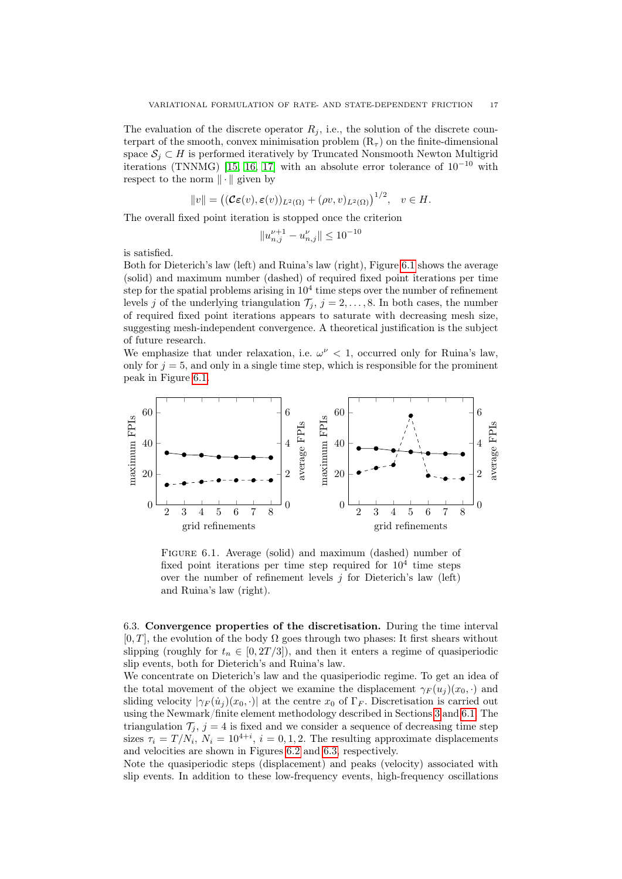The evaluation of the discrete operator $R_j$, i.e., the solution of the discrete counterpart of the smooth, convex minimisation problem ($\mathrm{R}_\tau$) on the finite-dimensional space $\mathcal{S}_j \subset H$ is performed iteratively by Truncated Nonsmooth Newton Multigrid iterations (TNNMG) [15, 16, 17] with an absolute error tolerance of $10^{-10}$ with respect to the norm $\|\cdot\|$ given by

$$\|v\| = \left((\mathcal{C}\varepsilon(v), \varepsilon(v))_{L^2(\Omega)} + (\rho v, v)_{L^2(\Omega)}\right)^{1/2}, \quad v \in H.$$

The overall fixed point iteration is stopped once the criterion

$$\|u_{n,j}^{\nu+1} - u_{n,j}^{\nu}\| \leq 10^{-10}$$

is satisfied.

Both for Dieterich's law (left) and Ruina's law (right), Figure 6.1 shows the average (solid) and maximum number (dashed) of required fixed point iterations per time step for the spatial problems arising in $10^4$ time steps over the number of refinement levels $j$ of the underlying triangulation $\mathcal{T}_j$, $j = 2, \ldots, 8$. In both cases, the number of required fixed point iterations appears to saturate with decreasing mesh size, suggesting mesh-independent convergence. A theoretical justification is the subject of future research.

We emphasize that under relaxation, i.e. $\omega^\nu < 1$, occurred only for Ruina's law, only for $j = 5$, and only in a single time step, which is responsible for the prominent peak in Figure 6.1.

Figure 6.1. Average (solid) and maximum (dashed) number of fixed point iterations per time step required for $10^4$ time steps over the number of refinement levels $j$ for Dieterich's law (left) and Ruina's law (right).

6.3. **Convergence properties of the discretisation.** During the time interval $[0, T]$, the evolution of the body $\Omega$ goes through two phases: It first shears without slipping (roughly for $t_n \in [0, 2T/3]$), and then it enters a regime of quasiperiodic slip events, both for Dieterich's and Ruina's law.

We concentrate on Dieterich's law and the quasiperiodic regime. To get an idea of the total movement of the object we examine the displacement $\gamma_F(u_j)(x_0, \cdot)$ and sliding velocity $|\gamma_F(\dot{u}_j)(x_0, \cdot)|$ at the centre $x_0$ of $\Gamma_F$. Discretisation is carried out using the Newmark/finite element methodology described in Sections 3 and 6.1. The triangulation $\mathcal{T}_j$, $j = 4$ is fixed and we consider a sequence of decreasing time step sizes $\tau_i = T/N_i$, $N_i = 10^{4+i}$, $i = 0, 1, 2$. The resulting approximate displacements and velocities are shown in Figures 6.2 and 6.3, respectively.

Note the quasiperiodic steps (displacement) and peaks (velocity) associated with slip events. In addition to these low-frequency events, high-frequency oscillations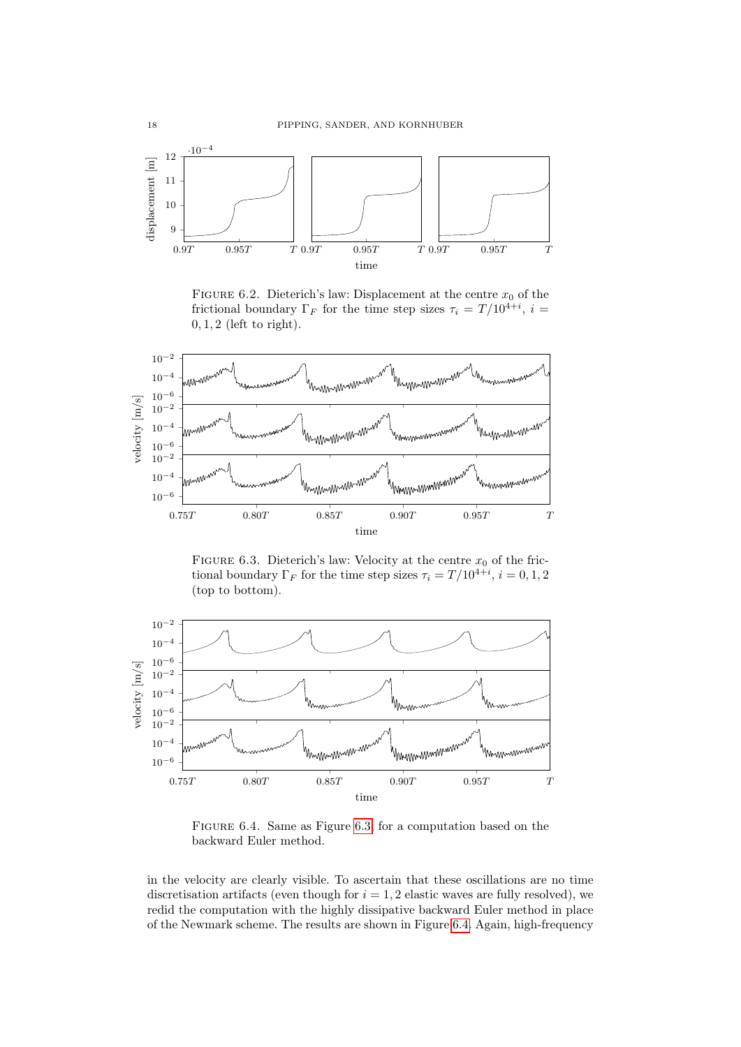FIGURE 6.2. Dieterich's law: Displacement at the centre $x_0$ of the frictional boundary $\Gamma_F$ for the time step sizes $\tau_i = T/10^{4+i}$, $i = 0, 1, 2$ (left to right).

FIGURE 6.3. Dieterich's law: Velocity at the centre $x_0$ of the frictional boundary $\Gamma_F$ for the time step sizes $\tau_i = T/10^{4+i}$, $i = 0, 1, 2$ (top to bottom).

FIGURE 6.4. Same as Figure 6.3 for a computation based on the backward Euler method.

in the velocity are clearly visible. To ascertain that these oscillations are no time discretisation artifacts (even though for $i = 1, 2$ elastic waves are fully resolved), we redid the computation with the highly dissipative backward Euler method in place of the Newmark scheme. The results are shown in Figure 6.4. Again, high-frequency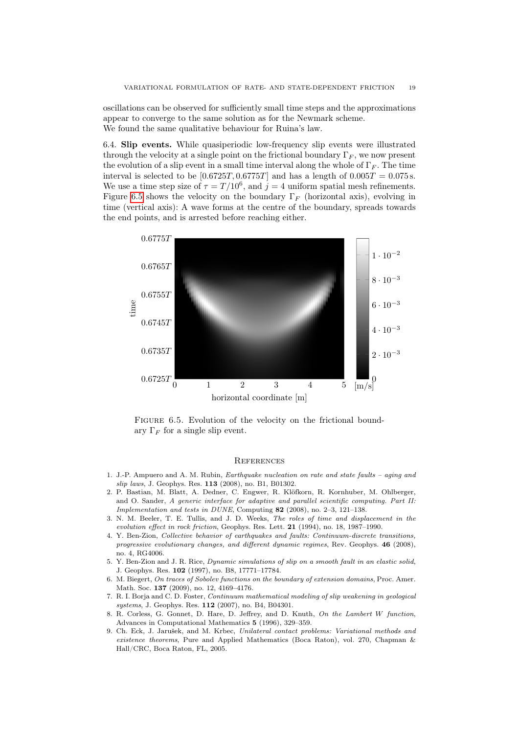oscillations can be observed for sufficiently small time steps and the approximations appear to converge to the same solution as for the Newmark scheme.
We found the same qualitative behaviour for Ruina's law.

6.4. **Slip events.** While quasiperiodic low-frequency slip events were illustrated through the velocity at a single point on the frictional boundary $\Gamma_F$, we now present the evolution of a slip event in a small time interval along the whole of $\Gamma_F$. The time interval is selected to be $[0.6725T, 0.6775T]$ and has a length of $0.005T = 0.075\,\text{s}$. We use a time step size of $\tau = T/10^6$, and $j = 4$ uniform spatial mesh refinements. Figure 6.5 shows the velocity on the boundary $\Gamma_F$ (horizontal axis), evolving in time (vertical axis): A wave forms at the centre of the boundary, spreads towards the end points, and is arrested before reaching either.

Figure 6.5. Evolution of the velocity on the frictional boundary $\Gamma_F$ for a single slip event.

## References

1. J.-P. Ampuero and A. M. Rubin, *Earthquake nucleation on rate and state faults – aging and slip laws*, J. Geophys. Res. **113** (2008), no. B1, B01302.
2. P. Bastian, M. Blatt, A. Dedner, C. Engwer, R. Klöfkorn, R. Kornhuber, M. Ohlberger, and O. Sander, *A generic interface for adaptive and parallel scientific computing. Part II: Implementation and tests in DUNE*, Computing **82** (2008), no. 2–3, 121–138.
3. N. M. Beeler, T. E. Tullis, and J. D. Weeks, *The roles of time and displacement in the evolution effect in rock friction*, Geophys. Res. Lett. **21** (1994), no. 18, 1987–1990.
4. Y. Ben-Zion, *Collective behavior of earthquakes and faults: Continuum-discrete transitions, progressive evolutionary changes, and different dynamic regimes*, Rev. Geophys. **46** (2008), no. 4, RG4006.
5. Y. Ben-Zion and J. R. Rice, *Dynamic simulations of slip on a smooth fault in an elastic solid*, J. Geophys. Res. **102** (1997), no. B8, 17771–17784.
6. M. Biegert, *On traces of Sobolev functions on the boundary of extension domains*, Proc. Amer. Math. Soc. **137** (2009), no. 12, 4169–4176.
7. R. I. Borja and C. D. Foster, *Continuum mathematical modeling of slip weakening in geological systems*, J. Geophys. Res. **112** (2007), no. B4, B04301.
8. R. Corless, G. Gonnet, D. Hare, D. Jeffrey, and D. Knuth, *On the Lambert W function*, Advances in Computational Mathematics **5** (1996), 329–359.
9. Ch. Eck, J. Jarušek, and M. Krbec, *Unilateral contact problems: Variational methods and existence theorems*, Pure and Applied Mathematics (Boca Raton), vol. 270, Chapman & Hall/CRC, Boca Raton, FL, 2005.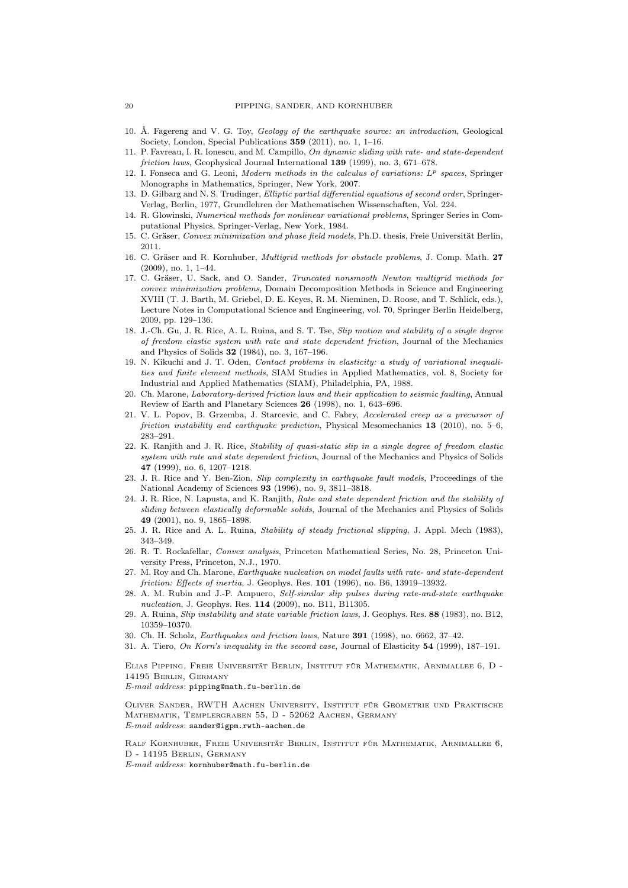10. Å. Fagereng and V. G. Toy, *Geology of the earthquake source: an introduction*, Geological Society, London, Special Publications **359** (2011), no. 1, 1–16.
11. P. Favreau, I. R. Ionescu, and M. Campillo, *On dynamic sliding with rate- and state-dependent friction laws*, Geophysical Journal International **139** (1999), no. 3, 671–678.
12. I. Fonseca and G. Leoni, *Modern methods in the calculus of variations: $L^p$ spaces*, Springer Monographs in Mathematics, Springer, New York, 2007.
13. D. Gilbarg and N. S. Trudinger, *Elliptic partial differential equations of second order*, Springer-Verlag, Berlin, 1977, Grundlehren der Mathematischen Wissenschaften, Vol. 224.
14. R. Glowinski, *Numerical methods for nonlinear variational problems*, Springer Series in Computational Physics, Springer-Verlag, New York, 1984.
15. C. Gräser, *Convex minimization and phase field models*, Ph.D. thesis, Freie Universität Berlin, 2011.
16. C. Gräser and R. Kornhuber, *Multigrid methods for obstacle problems*, J. Comp. Math. **27** (2009), no. 1, 1–44.
17. C. Gräser, U. Sack, and O. Sander, *Truncated nonsmooth Newton multigrid methods for convex minimization problems*, Domain Decomposition Methods in Science and Engineering XVIII (T. J. Barth, M. Griebel, D. E. Keyes, R. M. Nieminen, D. Roose, and T. Schlick, eds.), Lecture Notes in Computational Science and Engineering, vol. 70, Springer Berlin Heidelberg, 2009, pp. 129–136.
18. J.-Ch. Gu, J. R. Rice, A. L. Ruina, and S. T. Tse, *Slip motion and stability of a single degree of freedom elastic system with rate and state dependent friction*, Journal of the Mechanics and Physics of Solids **32** (1984), no. 3, 167–196.
19. N. Kikuchi and J. T. Oden, *Contact problems in elasticity: a study of variational inequalities and finite element methods*, SIAM Studies in Applied Mathematics, vol. 8, Society for Industrial and Applied Mathematics (SIAM), Philadelphia, PA, 1988.
20. Ch. Marone, *Laboratory-derived friction laws and their application to seismic faulting*, Annual Review of Earth and Planetary Sciences **26** (1998), no. 1, 643–696.
21. V. L. Popov, B. Grzemba, J. Starcevic, and C. Fabry, *Accelerated creep as a precursor of friction instability and earthquake prediction*, Physical Mesomechanics **13** (2010), no. 5–6, 283–291.
22. K. Ranjith and J. R. Rice, *Stability of quasi-static slip in a single degree of freedom elastic system with rate and state dependent friction*, Journal of the Mechanics and Physics of Solids **47** (1999), no. 6, 1207–1218.
23. J. R. Rice and Y. Ben-Zion, *Slip complexity in earthquake fault models*, Proceedings of the National Academy of Sciences **93** (1996), no. 9, 3811–3818.
24. J. R. Rice, N. Lapusta, and K. Ranjith, *Rate and state dependent friction and the stability of sliding between elastically deformable solids*, Journal of the Mechanics and Physics of Solids **49** (2001), no. 9, 1865–1898.
25. J. R. Rice and A. L. Ruina, *Stability of steady frictional slipping*, J. Appl. Mech (1983), 343–349.
26. R. T. Rockafellar, *Convex analysis*, Princeton Mathematical Series, No. 28, Princeton University Press, Princeton, N.J., 1970.
27. M. Roy and Ch. Marone, *Earthquake nucleation on model faults with rate- and state-dependent friction: Effects of inertia*, J. Geophys. Res. **101** (1996), no. B6, 13919–13932.
28. A. M. Rubin and J.-P. Ampuero, *Self-similar slip pulses during rate-and-state earthquake nucleation*, J. Geophys. Res. **114** (2009), no. B11, B11305.
29. A. Ruina, *Slip instability and state variable friction laws*, J. Geophys. Res. **88** (1983), no. B12, 10359–10370.
30. Ch. H. Scholz, *Earthquakes and friction laws*, Nature **391** (1998), no. 6662, 37–42.
31. A. Tiero, *On Korn's inequality in the second case*, Journal of Elasticity **54** (1999), 187–191.

Elias Pipping, Freie Universität Berlin, Institut für Mathematik, Arnimallee 6, D - 14195 Berlin, Germany
*E-mail address*: `pipping@math.fu-berlin.de`

Oliver Sander, RWTH Aachen University, Institut für Geometrie und Praktische Mathematik, Templergraben 55, D - 52062 Aachen, Germany
*E-mail address*: `sander@igpm.rwth-aachen.de`

Ralf Kornhuber, Freie Universität Berlin, Institut für Mathematik, Arnimallee 6, D - 14195 Berlin, Germany
*E-mail address*: `kornhuber@math.fu-berlin.de`